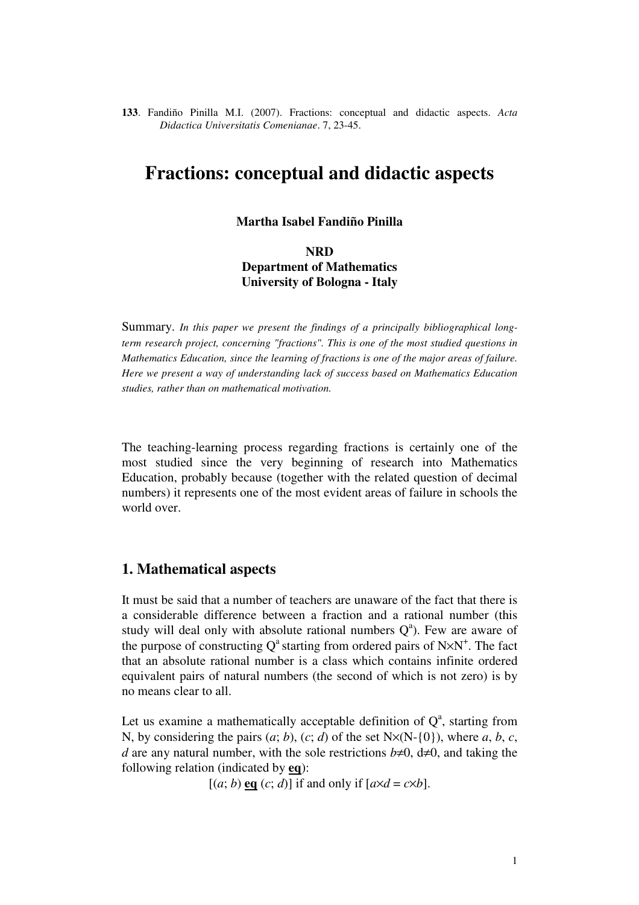**133**. Fandiño Pinilla M.I. (2007). Fractions: conceptual and didactic aspects. *Acta Didactica Universitatis Comenianae*. 7, 23-45.

# Fractions: conceptual and didactic aspects

**Martha Isabel Fandiño Pinilla**

**NRD**
**Department of Mathematics**
**University of Bologna - Italy**

Summary. *In this paper we present the findings of a principally bibliographical long-term research project, concerning "fractions". This is one of the most studied questions in Mathematics Education, since the learning of fractions is one of the major areas of failure. Here we present a way of understanding lack of success based on Mathematics Education studies, rather than on mathematical motivation.*

The teaching-learning process regarding fractions is certainly one of the most studied since the very beginning of research into Mathematics Education, probably because (together with the related question of decimal numbers) it represents one of the most evident areas of failure in schools the world over.

## 1. Mathematical aspects

It must be said that a number of teachers are unaware of the fact that there is a considerable difference between a fraction and a rational number (this study will deal only with absolute rational numbers $Q^a$). Few are aware of the purpose of constructing $Q^a$ starting from ordered pairs of $N \times N^+$. The fact that an absolute rational number is a class which contains infinite ordered equivalent pairs of natural numbers (the second of which is not zero) is by no means clear to all.

Let us examine a mathematically acceptable definition of $Q^a$, starting from N, by considering the pairs $(a; b)$, $(c; d)$ of the set $N \times (N-\{0\})$, where $a$, $b$, $c$, $d$ are any natural number, with the sole restrictions $b \neq 0$, $d \neq 0$, and taking the following relation (indicated by **eq**):

$$[(a; b) \ \underline{\mathbf{eq}} \ (c; d)] \text{ if and only if } [a \times d = c \times b].$$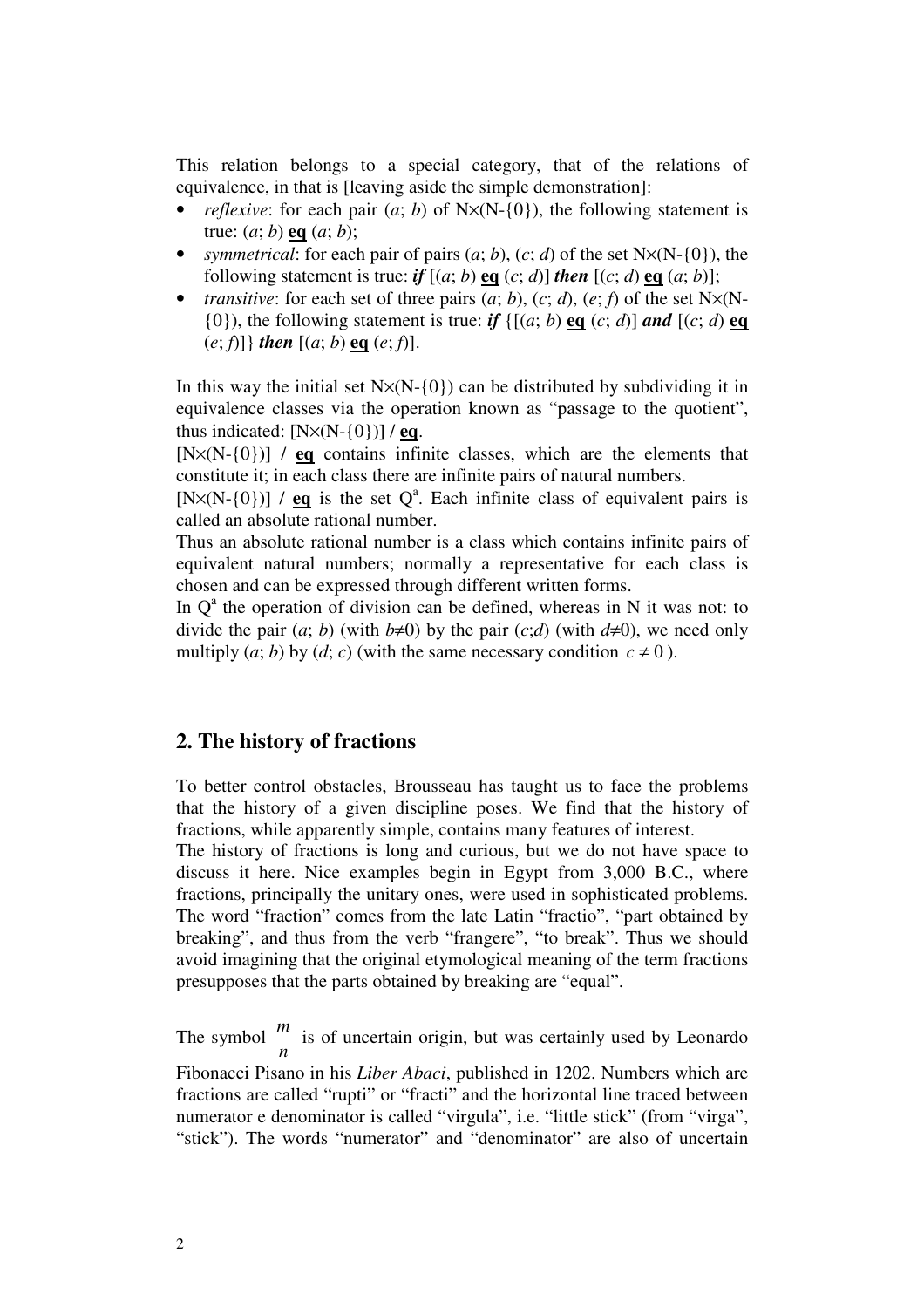This relation belongs to a special category, that of the relations of equivalence, in that is [leaving aside the simple demonstration]:

- *reflexive*: for each pair ($a$; $b$) of N×(N-{0}), the following statement is true: ($a$; $b$) **eq** ($a$; $b$);
- *symmetrical*: for each pair of pairs ($a$; $b$), ($c$; $d$) of the set N×(N-{0}), the following statement is true: ***if*** [($a$; $b$) **eq** ($c$; $d$)] ***then*** [($c$; $d$) **eq** ($a$; $b$)];
- *transitive*: for each set of three pairs ($a$; $b$), ($c$; $d$), ($e$; $f$) of the set N×(N-{0}), the following statement is true: ***if*** {[($a$; $b$) **eq** ($c$; $d$)] ***and*** [($c$; $d$) **eq** ($e$; $f$)]} ***then*** [($a$; $b$) **eq** ($e$; $f$)].

In this way the initial set N×(N-{0}) can be distributed by subdividing it in equivalence classes via the operation known as "passage to the quotient", thus indicated: [N×(N-{0})] **/ eq**.

[N×(N-{0})] **/ eq** contains infinite classes, which are the elements that constitute it; in each class there are infinite pairs of natural numbers.

[N×(N-{0})] **/ eq** is the set $Q^a$. Each infinite class of equivalent pairs is called an absolute rational number.

Thus an absolute rational number is a class which contains infinite pairs of equivalent natural numbers; normally a representative for each class is chosen and can be expressed through different written forms.

In $Q^a$ the operation of division can be defined, whereas in N it was not: to divide the pair ($a$; $b$) (with $b \neq 0$) by the pair ($c$;$d$) (with $d \neq 0$), we need only multiply ($a$; $b$) by ($d$; $c$) (with the same necessary condition $c \neq 0$ ).

## 2. The history of fractions

To better control obstacles, Brousseau has taught us to face the problems that the history of a given discipline poses. We find that the history of fractions, while apparently simple, contains many features of interest.

The history of fractions is long and curious, but we do not have space to discuss it here. Nice examples begin in Egypt from 3,000 B.C., where fractions, principally the unitary ones, were used in sophisticated problems. The word "fraction" comes from the late Latin "fractio", "part obtained by breaking", and thus from the verb "frangere", "to break". Thus we should avoid imagining that the original etymological meaning of the term fractions presupposes that the parts obtained by breaking are "equal".

The symbol $\frac{m}{n}$ is of uncertain origin, but was certainly used by Leonardo Fibonacci Pisano in his *Liber Abaci*, published in 1202. Numbers which are fractions are called "rupti" or "fracti" and the horizontal line traced between numerator e denominator is called "virgula", i.e. "little stick" (from "virga", "stick"). The words "numerator" and "denominator" are also of uncertain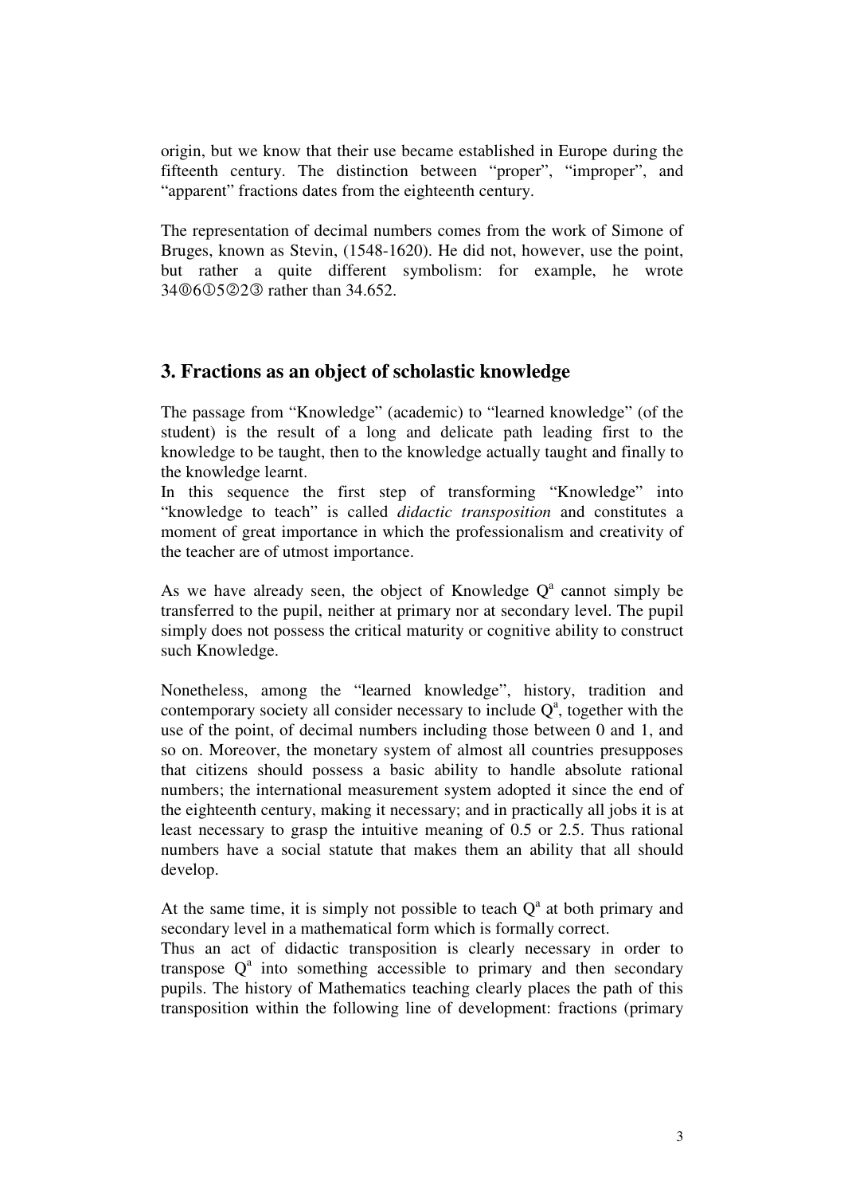origin, but we know that their use became established in Europe during the fifteenth century. The distinction between "proper", "improper", and "apparent" fractions dates from the eighteenth century.

The representation of decimal numbers comes from the work of Simone of Bruges, known as Stevin, (1548-1620). He did not, however, use the point, but rather a quite different symbolism: for example, he wrote 34⓪6①5②2③ rather than 34.652.

## 3. Fractions as an object of scholastic knowledge

The passage from "Knowledge" (academic) to "learned knowledge" (of the student) is the result of a long and delicate path leading first to the knowledge to be taught, then to the knowledge actually taught and finally to the knowledge learnt.
In this sequence the first step of transforming "Knowledge" into "knowledge to teach" is called *didactic transposition* and constitutes a moment of great importance in which the professionalism and creativity of the teacher are of utmost importance.

As we have already seen, the object of Knowledge $Q^a$ cannot simply be transferred to the pupil, neither at primary nor at secondary level. The pupil simply does not possess the critical maturity or cognitive ability to construct such Knowledge.

Nonetheless, among the "learned knowledge", history, tradition and contemporary society all consider necessary to include $Q^a$, together with the use of the point, of decimal numbers including those between 0 and 1, and so on. Moreover, the monetary system of almost all countries presupposes that citizens should possess a basic ability to handle absolute rational numbers; the international measurement system adopted it since the end of the eighteenth century, making it necessary; and in practically all jobs it is at least necessary to grasp the intuitive meaning of 0.5 or 2.5. Thus rational numbers have a social statute that makes them an ability that all should develop.

At the same time, it is simply not possible to teach $Q^a$ at both primary and secondary level in a mathematical form which is formally correct.
Thus an act of didactic transposition is clearly necessary in order to transpose $Q^a$ into something accessible to primary and then secondary pupils. The history of Mathematics teaching clearly places the path of this transposition within the following line of development: fractions (primary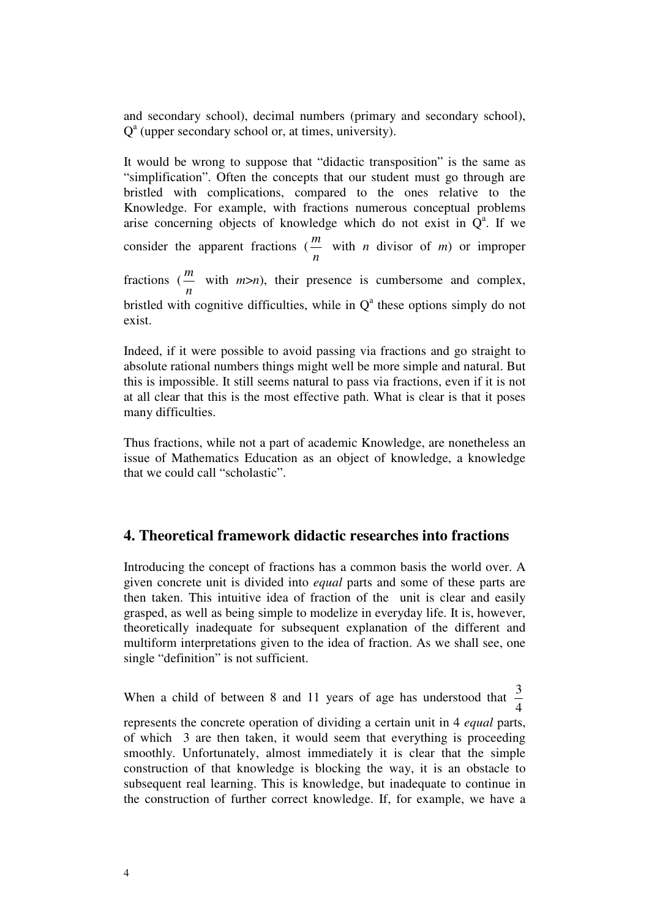and secondary school), decimal numbers (primary and secondary school), $Q^a$ (upper secondary school or, at times, university).

It would be wrong to suppose that "didactic transposition" is the same as "simplification". Often the concepts that our student must go through are bristled with complications, compared to the ones relative to the Knowledge. For example, with fractions numerous conceptual problems arise concerning objects of knowledge which do not exist in $Q^a$. If we consider the apparent fractions ($\frac{m}{n}$ with *n* divisor of *m*) or improper fractions ($\frac{m}{n}$ with $m>n$), their presence is cumbersome and complex, bristled with cognitive difficulties, while in $Q^a$ these options simply do not exist.

Indeed, if it were possible to avoid passing via fractions and go straight to absolute rational numbers things might well be more simple and natural. But this is impossible. It still seems natural to pass via fractions, even if it is not at all clear that this is the most effective path. What is clear is that it poses many difficulties.

Thus fractions, while not a part of academic Knowledge, are nonetheless an issue of Mathematics Education as an object of knowledge, a knowledge that we could call "scholastic".

## 4. Theoretical framework didactic researches into fractions

Introducing the concept of fractions has a common basis the world over. A given concrete unit is divided into *equal* parts and some of these parts are then taken. This intuitive idea of fraction of the unit is clear and easily grasped, as well as being simple to modelize in everyday life. It is, however, theoretically inadequate for subsequent explanation of the different and multiform interpretations given to the idea of fraction. As we shall see, one single "definition" is not sufficient.

When a child of between 8 and 11 years of age has understood that $\frac{3}{4}$ represents the concrete operation of dividing a certain unit in 4 *equal* parts, of which 3 are then taken, it would seem that everything is proceeding smoothly. Unfortunately, almost immediately it is clear that the simple construction of that knowledge is blocking the way, it is an obstacle to subsequent real learning. This is knowledge, but inadequate to continue in the construction of further correct knowledge. If, for example, we have a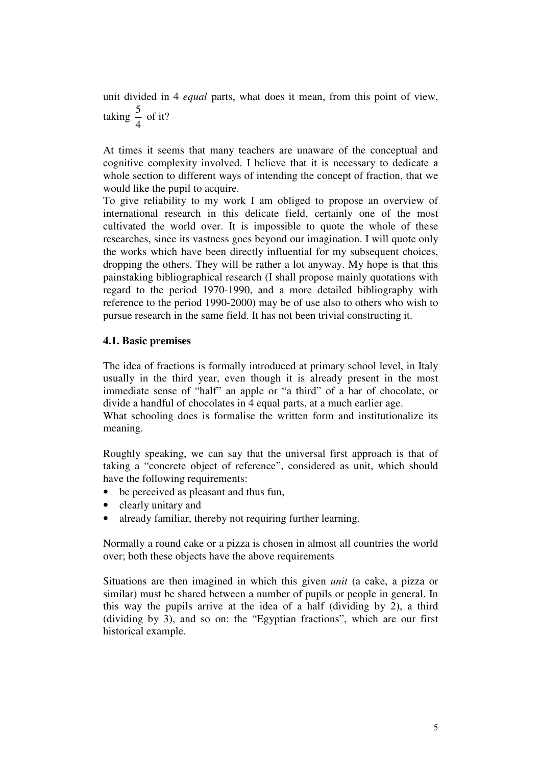unit divided in 4 *equal* parts, what does it mean, from this point of view, taking $\frac{5}{4}$ of it?

At times it seems that many teachers are unaware of the conceptual and cognitive complexity involved. I believe that it is necessary to dedicate a whole section to different ways of intending the concept of fraction, that we would like the pupil to acquire.
To give reliability to my work I am obliged to propose an overview of international research in this delicate field, certainly one of the most cultivated the world over. It is impossible to quote the whole of these researches, since its vastness goes beyond our imagination. I will quote only the works which have been directly influential for my subsequent choices, dropping the others. They will be rather a lot anyway. My hope is that this painstaking bibliographical research (I shall propose mainly quotations with regard to the period 1970-1990, and a more detailed bibliography with reference to the period 1990-2000) may be of use also to others who wish to pursue research in the same field. It has not been trivial constructing it.

### 4.1. Basic premises

The idea of fractions is formally introduced at primary school level, in Italy usually in the third year, even though it is already present in the most immediate sense of "half" an apple or "a third" of a bar of chocolate, or divide a handful of chocolates in 4 equal parts, at a much earlier age.
What schooling does is formalise the written form and institutionalize its meaning.

Roughly speaking, we can say that the universal first approach is that of taking a "concrete object of reference", considered as unit, which should have the following requirements:

- be perceived as pleasant and thus fun,
- clearly unitary and
- already familiar, thereby not requiring further learning.

Normally a round cake or a pizza is chosen in almost all countries the world over; both these objects have the above requirements

Situations are then imagined in which this given *unit* (a cake, a pizza or similar) must be shared between a number of pupils or people in general. In this way the pupils arrive at the idea of a half (dividing by 2), a third (dividing by 3), and so on: the "Egyptian fractions", which are our first historical example.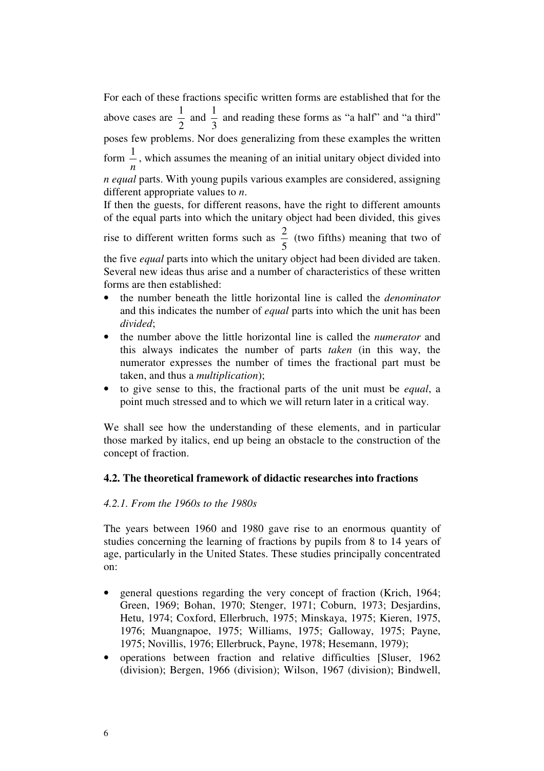For each of these fractions specific written forms are established that for the above cases are $\frac{1}{2}$ and $\frac{1}{3}$ and reading these forms as "a half" and "a third" poses few problems. Nor does generalizing from these examples the written form $\frac{1}{n}$, which assumes the meaning of an initial unitary object divided into *n equal* parts. With young pupils various examples are considered, assigning different appropriate values to *n*.

If then the guests, for different reasons, have the right to different amounts of the equal parts into which the unitary object had been divided, this gives rise to different written forms such as $\frac{2}{5}$ (two fifths) meaning that two of the five *equal* parts into which the unitary object had been divided are taken. Several new ideas thus arise and a number of characteristics of these written forms are then established:

- the number beneath the little horizontal line is called the *denominator* and this indicates the number of *equal* parts into which the unit has been *divided*;
- the number above the little horizontal line is called the *numerator* and this always indicates the number of parts *taken* (in this way, the numerator expresses the number of times the fractional part must be taken, and thus a *multiplication*);
- to give sense to this, the fractional parts of the unit must be *equal*, a point much stressed and to which we will return later in a critical way.

We shall see how the understanding of these elements, and in particular those marked by italics, end up being an obstacle to the construction of the concept of fraction.

### 4.2. The theoretical framework of didactic researches into fractions

#### *4.2.1. From the 1960s to the 1980s*

The years between 1960 and 1980 gave rise to an enormous quantity of studies concerning the learning of fractions by pupils from 8 to 14 years of age, particularly in the United States. These studies principally concentrated on:

- general questions regarding the very concept of fraction (Krich, 1964; Green, 1969; Bohan, 1970; Stenger, 1971; Coburn, 1973; Desjardins, Hetu, 1974; Coxford, Ellerbruch, 1975; Minskaya, 1975; Kieren, 1975, 1976; Muangnapoe, 1975; Williams, 1975; Galloway, 1975; Payne, 1975; Novillis, 1976; Ellerbruck, Payne, 1978; Hesemann, 1979);
- operations between fraction and relative difficulties [Sluser, 1962 (division); Bergen, 1966 (division); Wilson, 1967 (division); Bindwell,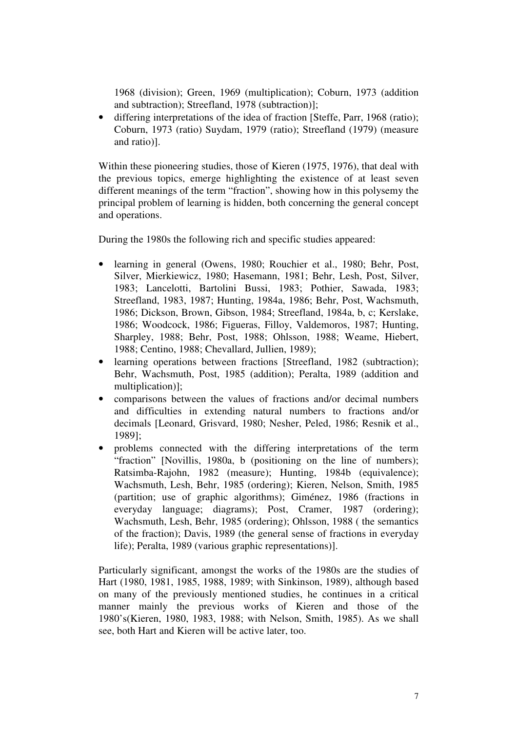1968 (division); Green, 1969 (multiplication); Coburn, 1973 (addition and subtraction); Streefland, 1978 (subtraction)];

- differing interpretations of the idea of fraction [Steffe, Parr, 1968 (ratio); Coburn, 1973 (ratio) Suydam, 1979 (ratio); Streefland (1979) (measure and ratio)].

Within these pioneering studies, those of Kieren (1975, 1976), that deal with the previous topics, emerge highlighting the existence of at least seven different meanings of the term "fraction", showing how in this polysemy the principal problem of learning is hidden, both concerning the general concept and operations.

During the 1980s the following rich and specific studies appeared:

- learning in general (Owens, 1980; Rouchier et al., 1980; Behr, Post, Silver, Mierkiewicz, 1980; Hasemann, 1981; Behr, Lesh, Post, Silver, 1983; Lancelotti, Bartolini Bussi, 1983; Pothier, Sawada, 1983; Streefland, 1983, 1987; Hunting, 1984a, 1986; Behr, Post, Wachsmuth, 1986; Dickson, Brown, Gibson, 1984; Streefland, 1984a, b, c; Kerslake, 1986; Woodcock, 1986; Figueras, Filloy, Valdemoros, 1987; Hunting, Sharpley, 1988; Behr, Post, 1988; Ohlsson, 1988; Weame, Hiebert, 1988; Centino, 1988; Chevallard, Jullien, 1989);
- learning operations between fractions [Streefland, 1982 (subtraction); Behr, Wachsmuth, Post, 1985 (addition); Peralta, 1989 (addition and multiplication)];
- comparisons between the values of fractions and/or decimal numbers and difficulties in extending natural numbers to fractions and/or decimals [Leonard, Grisvard, 1980; Nesher, Peled, 1986; Resnik et al., 1989];
- problems connected with the differing interpretations of the term "fraction" [Novillis, 1980a, b (positioning on the line of numbers); Ratsimba-Rajohn, 1982 (measure); Hunting, 1984b (equivalence); Wachsmuth, Lesh, Behr, 1985 (ordering); Kieren, Nelson, Smith, 1985 (partition; use of graphic algorithms); Giménez, 1986 (fractions in everyday language; diagrams); Post, Cramer, 1987 (ordering); Wachsmuth, Lesh, Behr, 1985 (ordering); Ohlsson, 1988 ( the semantics of the fraction); Davis, 1989 (the general sense of fractions in everyday life); Peralta, 1989 (various graphic representations)].

Particularly significant, amongst the works of the 1980s are the studies of Hart (1980, 1981, 1985, 1988, 1989; with Sinkinson, 1989), although based on many of the previously mentioned studies, he continues in a critical manner mainly the previous works of Kieren and those of the 1980's(Kieren, 1980, 1983, 1988; with Nelson, Smith, 1985). As we shall see, both Hart and Kieren will be active later, too.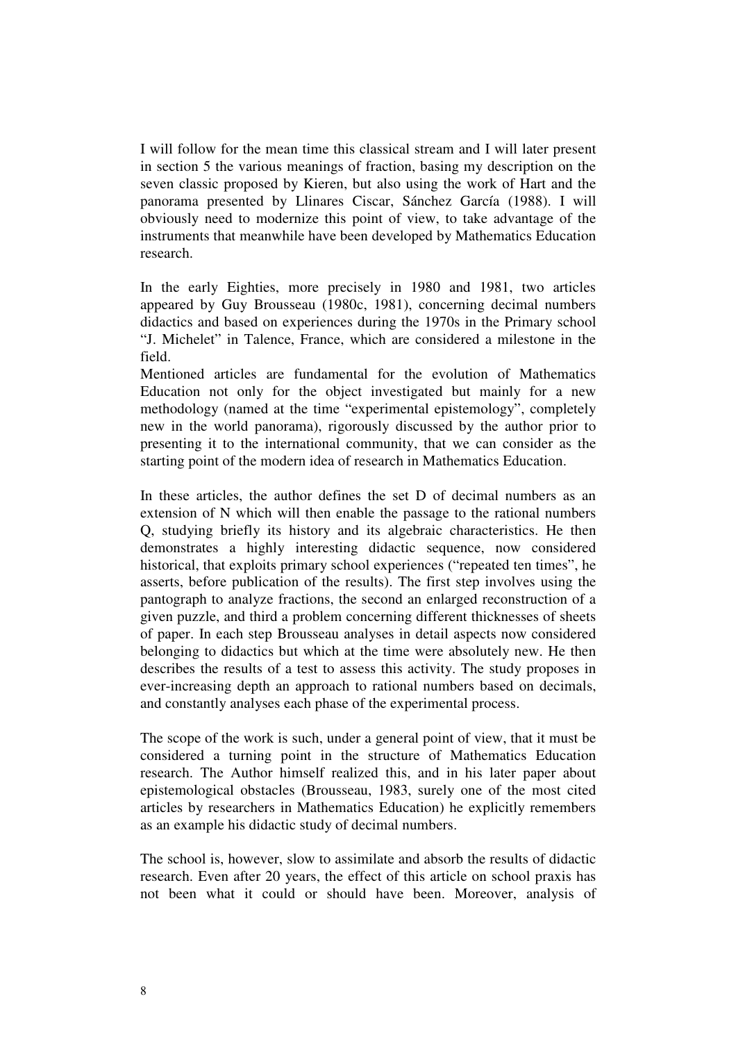I will follow for the mean time this classical stream and I will later present in section 5 the various meanings of fraction, basing my description on the seven classic proposed by Kieren, but also using the work of Hart and the panorama presented by Llinares Ciscar, Sánchez García (1988). I will obviously need to modernize this point of view, to take advantage of the instruments that meanwhile have been developed by Mathematics Education research.

In the early Eighties, more precisely in 1980 and 1981, two articles appeared by Guy Brousseau (1980c, 1981), concerning decimal numbers didactics and based on experiences during the 1970s in the Primary school "J. Michelet" in Talence, France, which are considered a milestone in the field.
Mentioned articles are fundamental for the evolution of Mathematics Education not only for the object investigated but mainly for a new methodology (named at the time "experimental epistemology", completely new in the world panorama), rigorously discussed by the author prior to presenting it to the international community, that we can consider as the starting point of the modern idea of research in Mathematics Education.

In these articles, the author defines the set D of decimal numbers as an extension of N which will then enable the passage to the rational numbers Q, studying briefly its history and its algebraic characteristics. He then demonstrates a highly interesting didactic sequence, now considered historical, that exploits primary school experiences ("repeated ten times", he asserts, before publication of the results). The first step involves using the pantograph to analyze fractions, the second an enlarged reconstruction of a given puzzle, and third a problem concerning different thicknesses of sheets of paper. In each step Brousseau analyses in detail aspects now considered belonging to didactics but which at the time were absolutely new. He then describes the results of a test to assess this activity. The study proposes in ever-increasing depth an approach to rational numbers based on decimals, and constantly analyses each phase of the experimental process.

The scope of the work is such, under a general point of view, that it must be considered a turning point in the structure of Mathematics Education research. The Author himself realized this, and in his later paper about epistemological obstacles (Brousseau, 1983, surely one of the most cited articles by researchers in Mathematics Education) he explicitly remembers as an example his didactic study of decimal numbers.

The school is, however, slow to assimilate and absorb the results of didactic research. Even after 20 years, the effect of this article on school praxis has not been what it could or should have been. Moreover, analysis of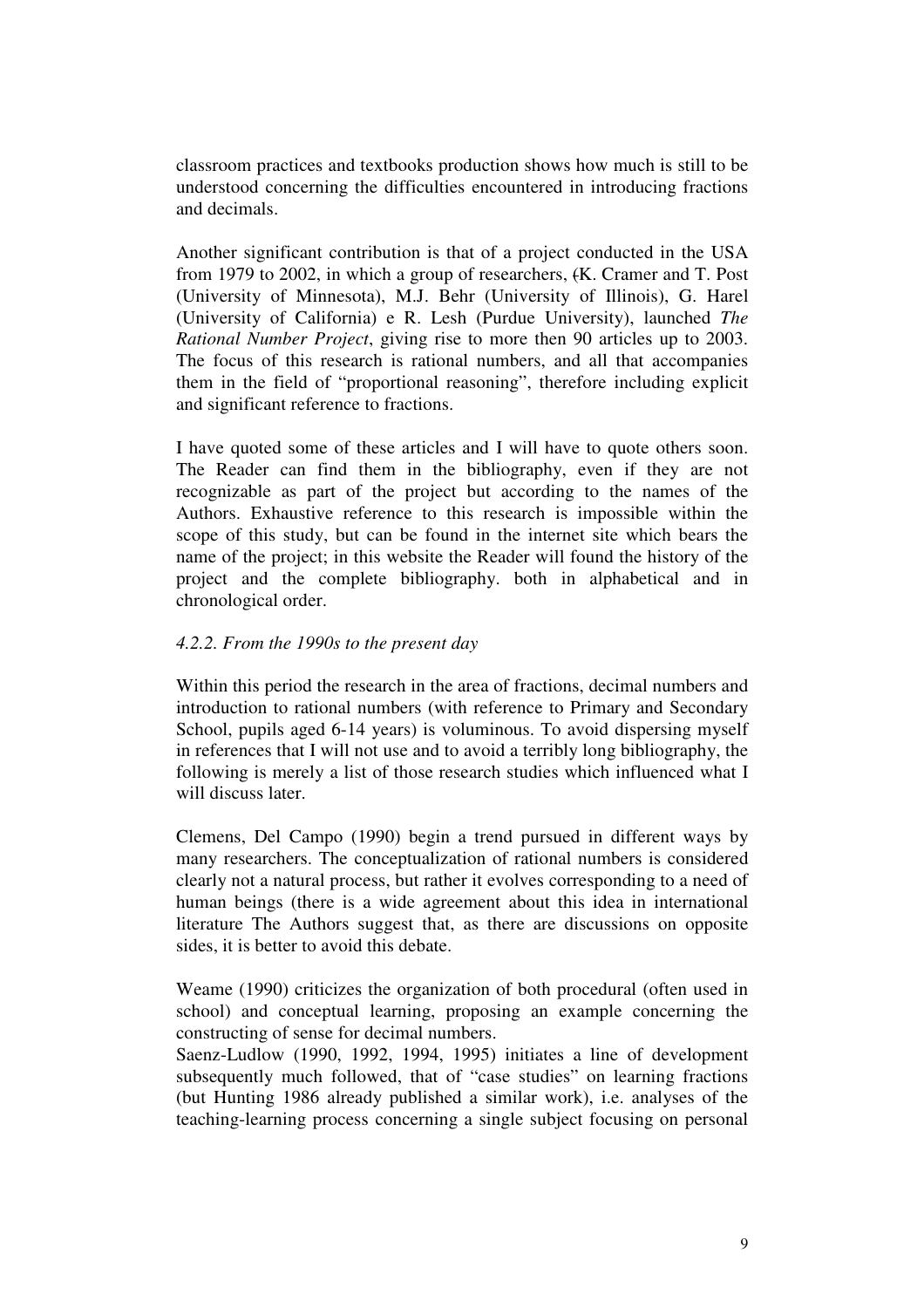classroom practices and textbooks production shows how much is still to be understood concerning the difficulties encountered in introducing fractions and decimals.

Another significant contribution is that of a project conducted in the USA from 1979 to 2002, in which a group of researchers, (K. Cramer and T. Post (University of Minnesota), M.J. Behr (University of Illinois), G. Harel (University of California) e R. Lesh (Purdue University), launched *The Rational Number Project*, giving rise to more then 90 articles up to 2003. The focus of this research is rational numbers, and all that accompanies them in the field of "proportional reasoning", therefore including explicit and significant reference to fractions.

I have quoted some of these articles and I will have to quote others soon. The Reader can find them in the bibliography, even if they are not recognizable as part of the project but according to the names of the Authors. Exhaustive reference to this research is impossible within the scope of this study, but can be found in the internet site which bears the name of the project; in this website the Reader will found the history of the project and the complete bibliography. both in alphabetical and in chronological order.

### *4.2.2. From the 1990s to the present day*

Within this period the research in the area of fractions, decimal numbers and introduction to rational numbers (with reference to Primary and Secondary School, pupils aged 6-14 years) is voluminous. To avoid dispersing myself in references that I will not use and to avoid a terribly long bibliography, the following is merely a list of those research studies which influenced what I will discuss later.

Clemens, Del Campo (1990) begin a trend pursued in different ways by many researchers. The conceptualization of rational numbers is considered clearly not a natural process, but rather it evolves corresponding to a need of human beings (there is a wide agreement about this idea in international literature The Authors suggest that, as there are discussions on opposite sides, it is better to avoid this debate.

Weame (1990) criticizes the organization of both procedural (often used in school) and conceptual learning, proposing an example concerning the constructing of sense for decimal numbers.

Saenz-Ludlow (1990, 1992, 1994, 1995) initiates a line of development subsequently much followed, that of "case studies" on learning fractions (but Hunting 1986 already published a similar work), i.e. analyses of the teaching-learning process concerning a single subject focusing on personal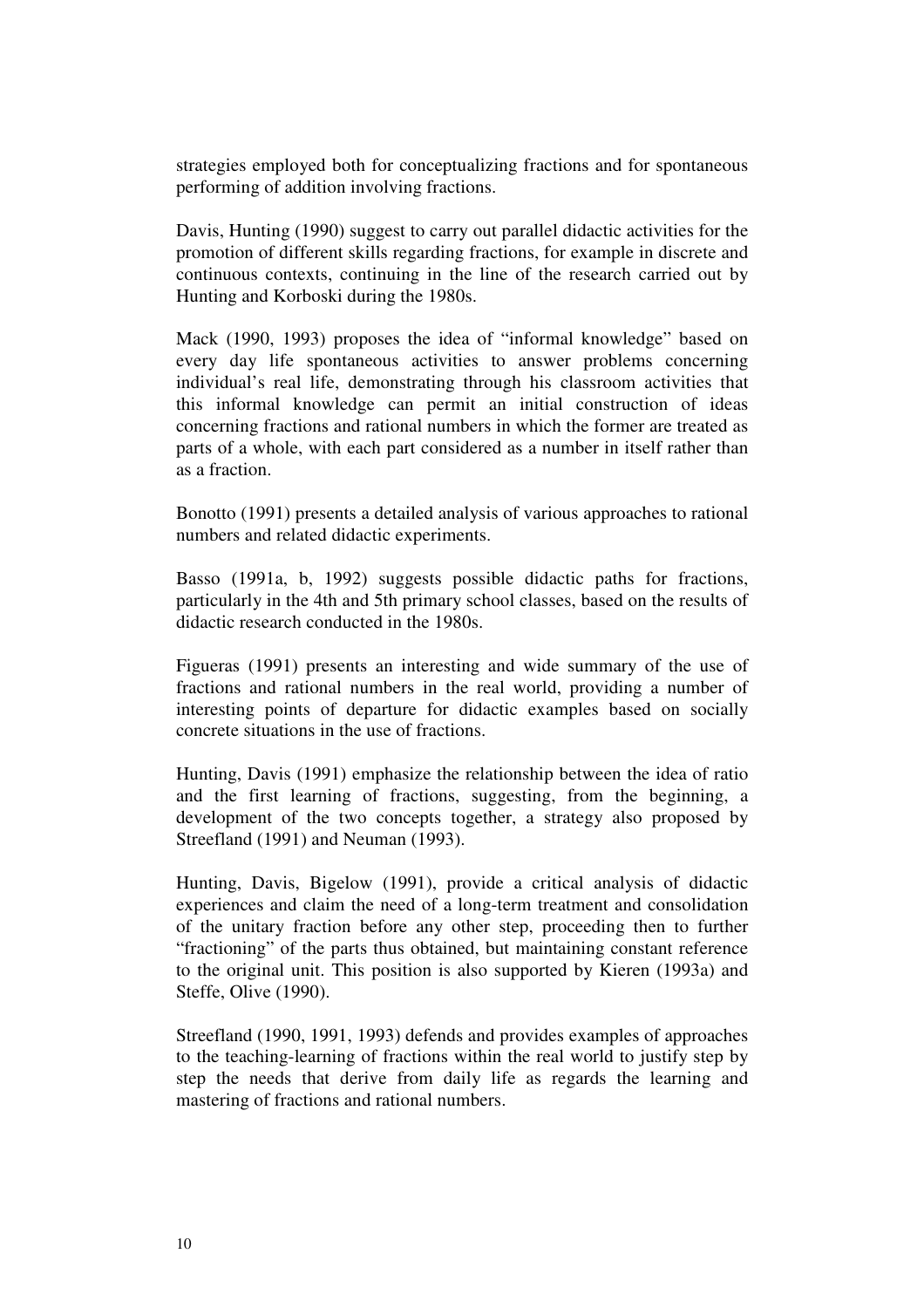strategies employed both for conceptualizing fractions and for spontaneous performing of addition involving fractions.

Davis, Hunting (1990) suggest to carry out parallel didactic activities for the promotion of different skills regarding fractions, for example in discrete and continuous contexts, continuing in the line of the research carried out by Hunting and Korboski during the 1980s.

Mack (1990, 1993) proposes the idea of "informal knowledge" based on every day life spontaneous activities to answer problems concerning individual's real life, demonstrating through his classroom activities that this informal knowledge can permit an initial construction of ideas concerning fractions and rational numbers in which the former are treated as parts of a whole, with each part considered as a number in itself rather than as a fraction.

Bonotto (1991) presents a detailed analysis of various approaches to rational numbers and related didactic experiments.

Basso (1991a, b, 1992) suggests possible didactic paths for fractions, particularly in the 4th and 5th primary school classes, based on the results of didactic research conducted in the 1980s.

Figueras (1991) presents an interesting and wide summary of the use of fractions and rational numbers in the real world, providing a number of interesting points of departure for didactic examples based on socially concrete situations in the use of fractions.

Hunting, Davis (1991) emphasize the relationship between the idea of ratio and the first learning of fractions, suggesting, from the beginning, a development of the two concepts together, a strategy also proposed by Streefland (1991) and Neuman (1993).

Hunting, Davis, Bigelow (1991), provide a critical analysis of didactic experiences and claim the need of a long-term treatment and consolidation of the unitary fraction before any other step, proceeding then to further "fractioning" of the parts thus obtained, but maintaining constant reference to the original unit. This position is also supported by Kieren (1993a) and Steffe, Olive (1990).

Streefland (1990, 1991, 1993) defends and provides examples of approaches to the teaching-learning of fractions within the real world to justify step by step the needs that derive from daily life as regards the learning and mastering of fractions and rational numbers.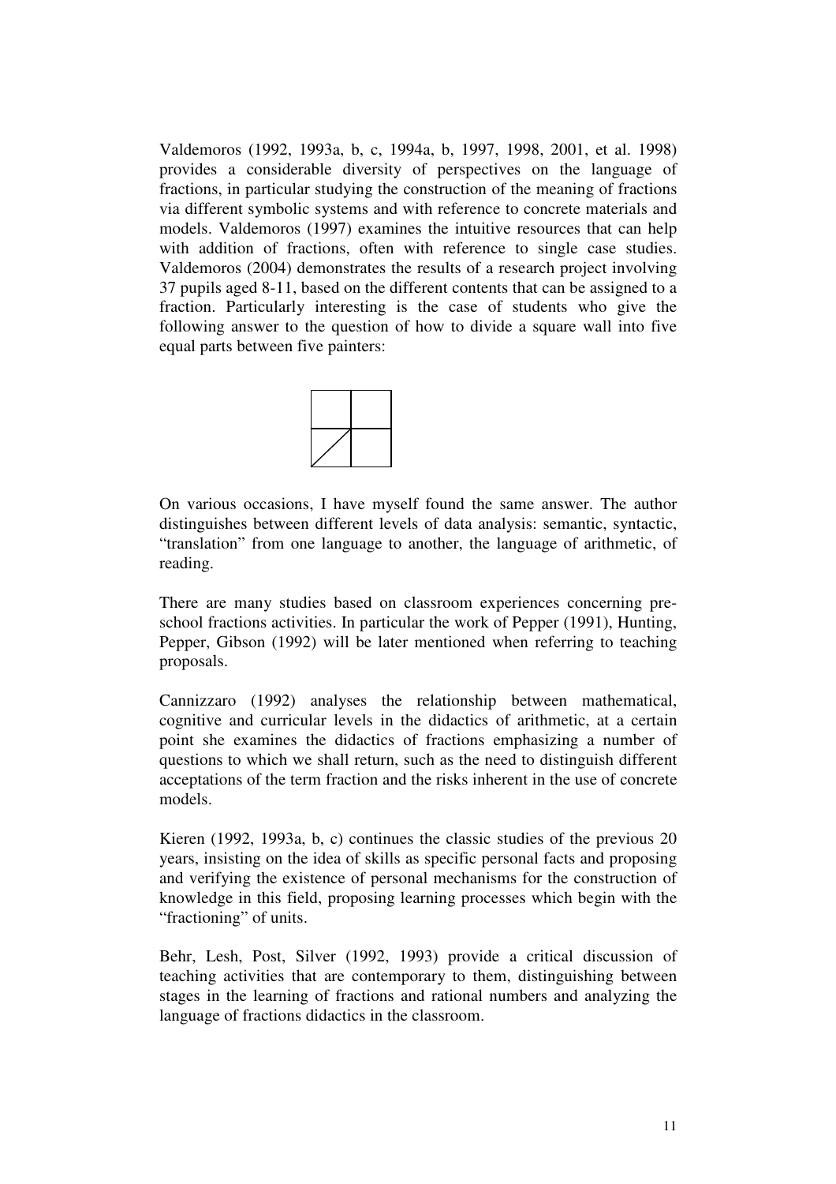Valdemoros (1992, 1993a, b, c, 1994a, b, 1997, 1998, 2001, et al. 1998) provides a considerable diversity of perspectives on the language of fractions, in particular studying the construction of the meaning of fractions via different symbolic systems and with reference to concrete materials and models. Valdemoros (1997) examines the intuitive resources that can help with addition of fractions, often with reference to single case studies. Valdemoros (2004) demonstrates the results of a research project involving 37 pupils aged 8-11, based on the different contents that can be assigned to a fraction. Particularly interesting is the case of students who give the following answer to the question of how to divide a square wall into five equal parts between five painters:

On various occasions, I have myself found the same answer. The author distinguishes between different levels of data analysis: semantic, syntactic, "translation" from one language to another, the language of arithmetic, of reading.

There are many studies based on classroom experiences concerning pre-school fractions activities. In particular the work of Pepper (1991), Hunting, Pepper, Gibson (1992) will be later mentioned when referring to teaching proposals.

Cannizzaro (1992) analyses the relationship between mathematical, cognitive and curricular levels in the didactics of arithmetic, at a certain point she examines the didactics of fractions emphasizing a number of questions to which we shall return, such as the need to distinguish different acceptations of the term fraction and the risks inherent in the use of concrete models.

Kieren (1992, 1993a, b, c) continues the classic studies of the previous 20 years, insisting on the idea of skills as specific personal facts and proposing and verifying the existence of personal mechanisms for the construction of knowledge in this field, proposing learning processes which begin with the "fractioning" of units.

Behr, Lesh, Post, Silver (1992, 1993) provide a critical discussion of teaching activities that are contemporary to them, distinguishing between stages in the learning of fractions and rational numbers and analyzing the language of fractions didactics in the classroom.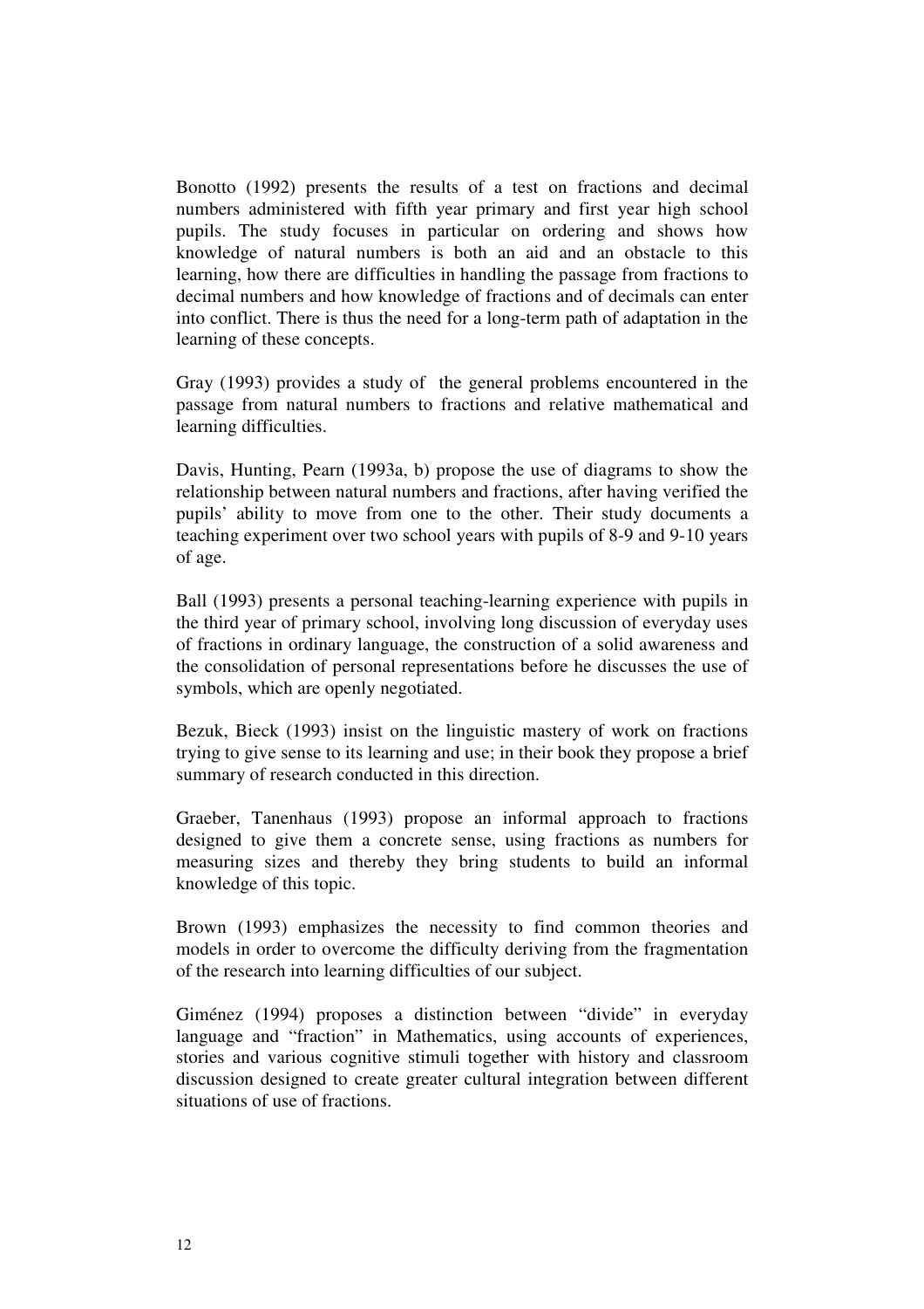Bonotto (1992) presents the results of a test on fractions and decimal numbers administered with fifth year primary and first year high school pupils. The study focuses in particular on ordering and shows how knowledge of natural numbers is both an aid and an obstacle to this learning, how there are difficulties in handling the passage from fractions to decimal numbers and how knowledge of fractions and of decimals can enter into conflict. There is thus the need for a long-term path of adaptation in the learning of these concepts.

Gray (1993) provides a study of the general problems encountered in the passage from natural numbers to fractions and relative mathematical and learning difficulties.

Davis, Hunting, Pearn (1993a, b) propose the use of diagrams to show the relationship between natural numbers and fractions, after having verified the pupils' ability to move from one to the other. Their study documents a teaching experiment over two school years with pupils of 8-9 and 9-10 years of age.

Ball (1993) presents a personal teaching-learning experience with pupils in the third year of primary school, involving long discussion of everyday uses of fractions in ordinary language, the construction of a solid awareness and the consolidation of personal representations before he discusses the use of symbols, which are openly negotiated.

Bezuk, Bieck (1993) insist on the linguistic mastery of work on fractions trying to give sense to its learning and use; in their book they propose a brief summary of research conducted in this direction.

Graeber, Tanenhaus (1993) propose an informal approach to fractions designed to give them a concrete sense, using fractions as numbers for measuring sizes and thereby they bring students to build an informal knowledge of this topic.

Brown (1993) emphasizes the necessity to find common theories and models in order to overcome the difficulty deriving from the fragmentation of the research into learning difficulties of our subject.

Giménez (1994) proposes a distinction between "divide" in everyday language and "fraction" in Mathematics, using accounts of experiences, stories and various cognitive stimuli together with history and classroom discussion designed to create greater cultural integration between different situations of use of fractions.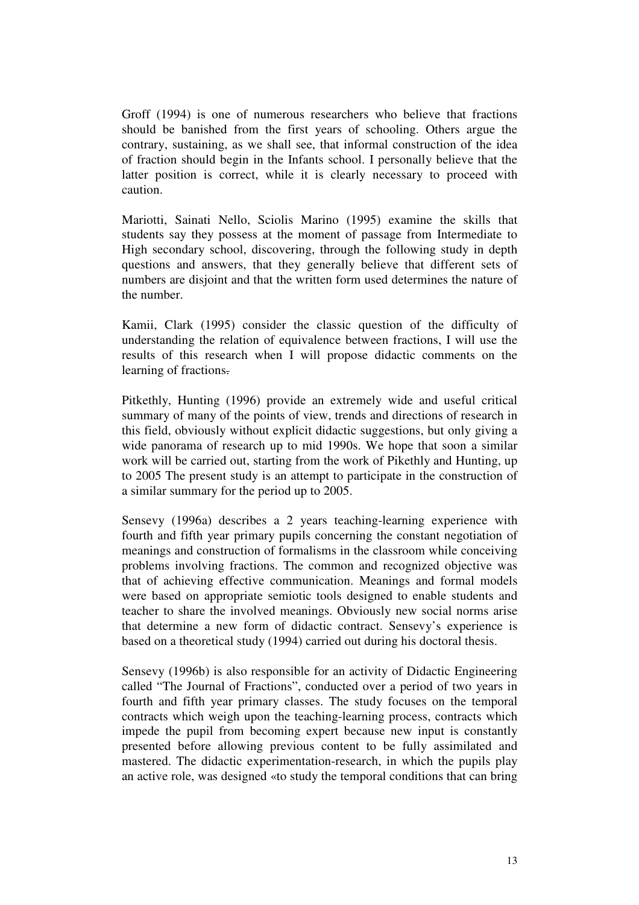Groff (1994) is one of numerous researchers who believe that fractions should be banished from the first years of schooling. Others argue the contrary, sustaining, as we shall see, that informal construction of the idea of fraction should begin in the Infants school. I personally believe that the latter position is correct, while it is clearly necessary to proceed with caution.

Mariotti, Sainati Nello, Sciolis Marino (1995) examine the skills that students say they possess at the moment of passage from Intermediate to High secondary school, discovering, through the following study in depth questions and answers, that they generally believe that different sets of numbers are disjoint and that the written form used determines the nature of the number.

Kamii, Clark (1995) consider the classic question of the difficulty of understanding the relation of equivalence between fractions, I will use the results of this research when I will propose didactic comments on the learning of fractions.

Pitkethly, Hunting (1996) provide an extremely wide and useful critical summary of many of the points of view, trends and directions of research in this field, obviously without explicit didactic suggestions, but only giving a wide panorama of research up to mid 1990s. We hope that soon a similar work will be carried out, starting from the work of Pikethly and Hunting, up to 2005 The present study is an attempt to participate in the construction of a similar summary for the period up to 2005.

Sensevy (1996a) describes a 2 years teaching-learning experience with fourth and fifth year primary pupils concerning the constant negotiation of meanings and construction of formalisms in the classroom while conceiving problems involving fractions. The common and recognized objective was that of achieving effective communication. Meanings and formal models were based on appropriate semiotic tools designed to enable students and teacher to share the involved meanings. Obviously new social norms arise that determine a new form of didactic contract. Sensevy's experience is based on a theoretical study (1994) carried out during his doctoral thesis.

Sensevy (1996b) is also responsible for an activity of Didactic Engineering called "The Journal of Fractions", conducted over a period of two years in fourth and fifth year primary classes. The study focuses on the temporal contracts which weigh upon the teaching-learning process, contracts which impede the pupil from becoming expert because new input is constantly presented before allowing previous content to be fully assimilated and mastered. The didactic experimentation-research, in which the pupils play an active role, was designed «to study the temporal conditions that can bring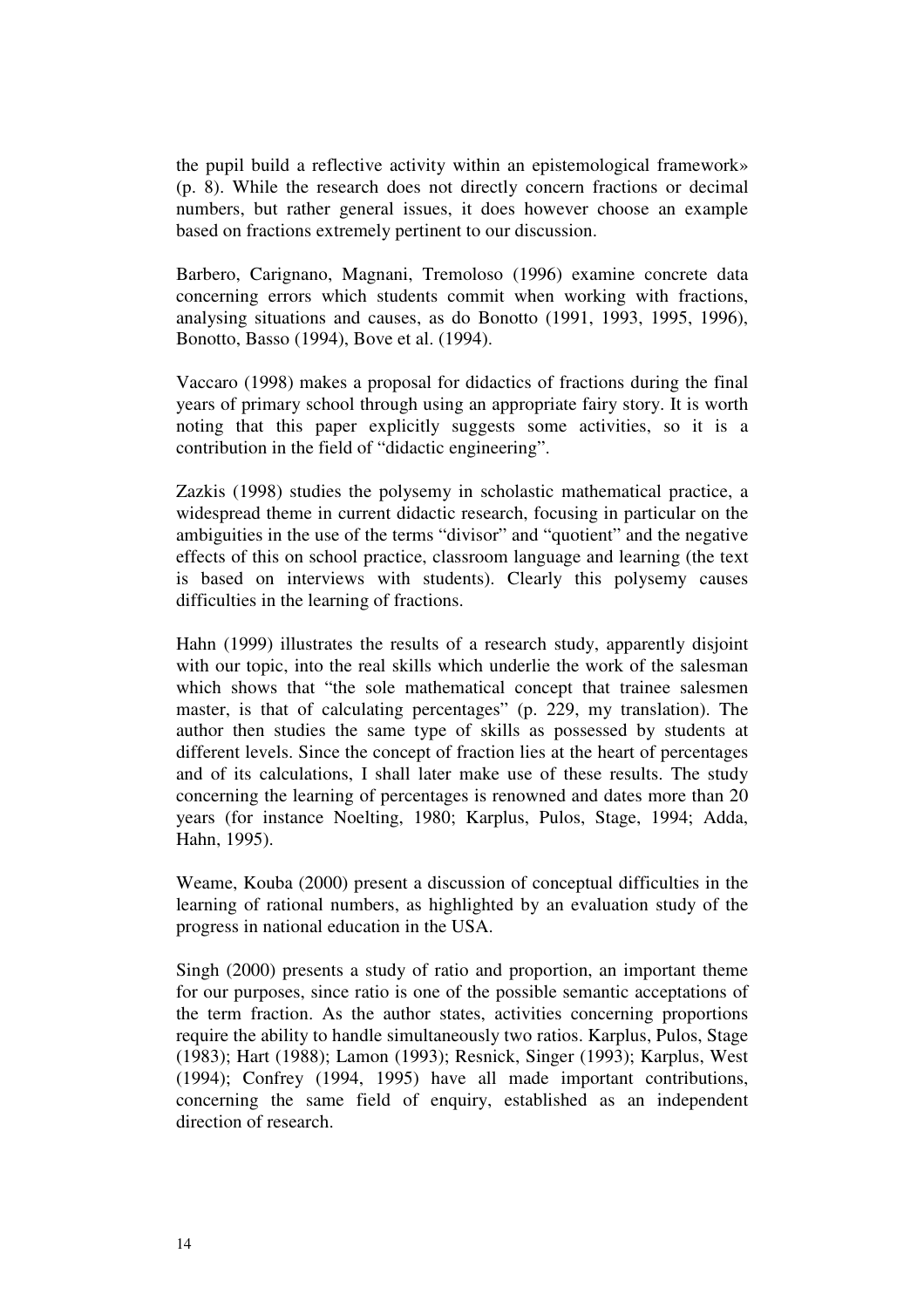the pupil build a reflective activity within an epistemological framework» (p. 8). While the research does not directly concern fractions or decimal numbers, but rather general issues, it does however choose an example based on fractions extremely pertinent to our discussion.

Barbero, Carignano, Magnani, Tremoloso (1996) examine concrete data concerning errors which students commit when working with fractions, analysing situations and causes, as do Bonotto (1991, 1993, 1995, 1996), Bonotto, Basso (1994), Bove et al. (1994).

Vaccaro (1998) makes a proposal for didactics of fractions during the final years of primary school through using an appropriate fairy story. It is worth noting that this paper explicitly suggests some activities, so it is a contribution in the field of "didactic engineering".

Zazkis (1998) studies the polysemy in scholastic mathematical practice, a widespread theme in current didactic research, focusing in particular on the ambiguities in the use of the terms "divisor" and "quotient" and the negative effects of this on school practice, classroom language and learning (the text is based on interviews with students). Clearly this polysemy causes difficulties in the learning of fractions.

Hahn (1999) illustrates the results of a research study, apparently disjoint with our topic, into the real skills which underlie the work of the salesman which shows that "the sole mathematical concept that trainee salesmen master, is that of calculating percentages" (p. 229, my translation). The author then studies the same type of skills as possessed by students at different levels. Since the concept of fraction lies at the heart of percentages and of its calculations, I shall later make use of these results. The study concerning the learning of percentages is renowned and dates more than 20 years (for instance Noelting, 1980; Karplus, Pulos, Stage, 1994; Adda, Hahn, 1995).

Weame, Kouba (2000) present a discussion of conceptual difficulties in the learning of rational numbers, as highlighted by an evaluation study of the progress in national education in the USA.

Singh (2000) presents a study of ratio and proportion, an important theme for our purposes, since ratio is one of the possible semantic acceptations of the term fraction. As the author states, activities concerning proportions require the ability to handle simultaneously two ratios. Karplus, Pulos, Stage (1983); Hart (1988); Lamon (1993); Resnick, Singer (1993); Karplus, West (1994); Confrey (1994, 1995) have all made important contributions, concerning the same field of enquiry, established as an independent direction of research.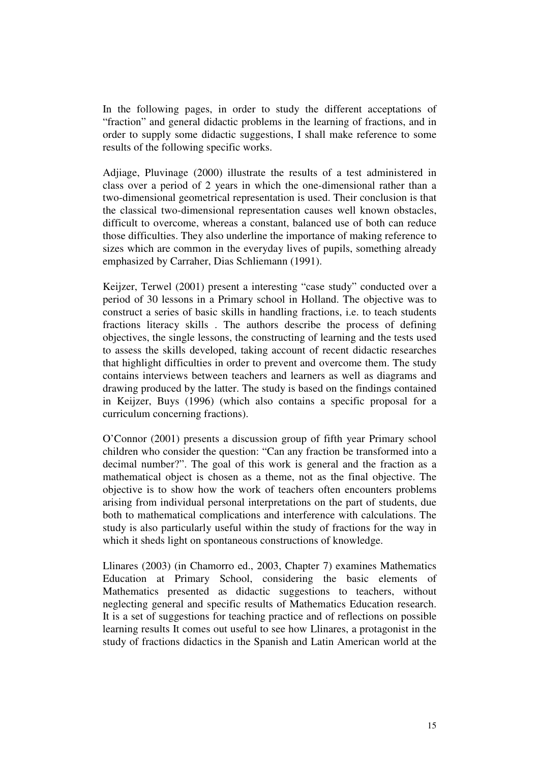In the following pages, in order to study the different acceptations of "fraction" and general didactic problems in the learning of fractions, and in order to supply some didactic suggestions, I shall make reference to some results of the following specific works.

Adjiage, Pluvinage (2000) illustrate the results of a test administered in class over a period of 2 years in which the one-dimensional rather than a two-dimensional geometrical representation is used. Their conclusion is that the classical two-dimensional representation causes well known obstacles, difficult to overcome, whereas a constant, balanced use of both can reduce those difficulties. They also underline the importance of making reference to sizes which are common in the everyday lives of pupils, something already emphasized by Carraher, Dias Schliemann (1991).

Keijzer, Terwel (2001) present a interesting "case study" conducted over a period of 30 lessons in a Primary school in Holland. The objective was to construct a series of basic skills in handling fractions, i.e. to teach students fractions literacy skills . The authors describe the process of defining objectives, the single lessons, the constructing of learning and the tests used to assess the skills developed, taking account of recent didactic researches that highlight difficulties in order to prevent and overcome them. The study contains interviews between teachers and learners as well as diagrams and drawing produced by the latter. The study is based on the findings contained in Keijzer, Buys (1996) (which also contains a specific proposal for a curriculum concerning fractions).

O'Connor (2001) presents a discussion group of fifth year Primary school children who consider the question: "Can any fraction be transformed into a decimal number?". The goal of this work is general and the fraction as a mathematical object is chosen as a theme, not as the final objective. The objective is to show how the work of teachers often encounters problems arising from individual personal interpretations on the part of students, due both to mathematical complications and interference with calculations. The study is also particularly useful within the study of fractions for the way in which it sheds light on spontaneous constructions of knowledge.

Llinares (2003) (in Chamorro ed., 2003, Chapter 7) examines Mathematics Education at Primary School, considering the basic elements of Mathematics presented as didactic suggestions to teachers, without neglecting general and specific results of Mathematics Education research. It is a set of suggestions for teaching practice and of reflections on possible learning results It comes out useful to see how Llinares, a protagonist in the study of fractions didactics in the Spanish and Latin American world at the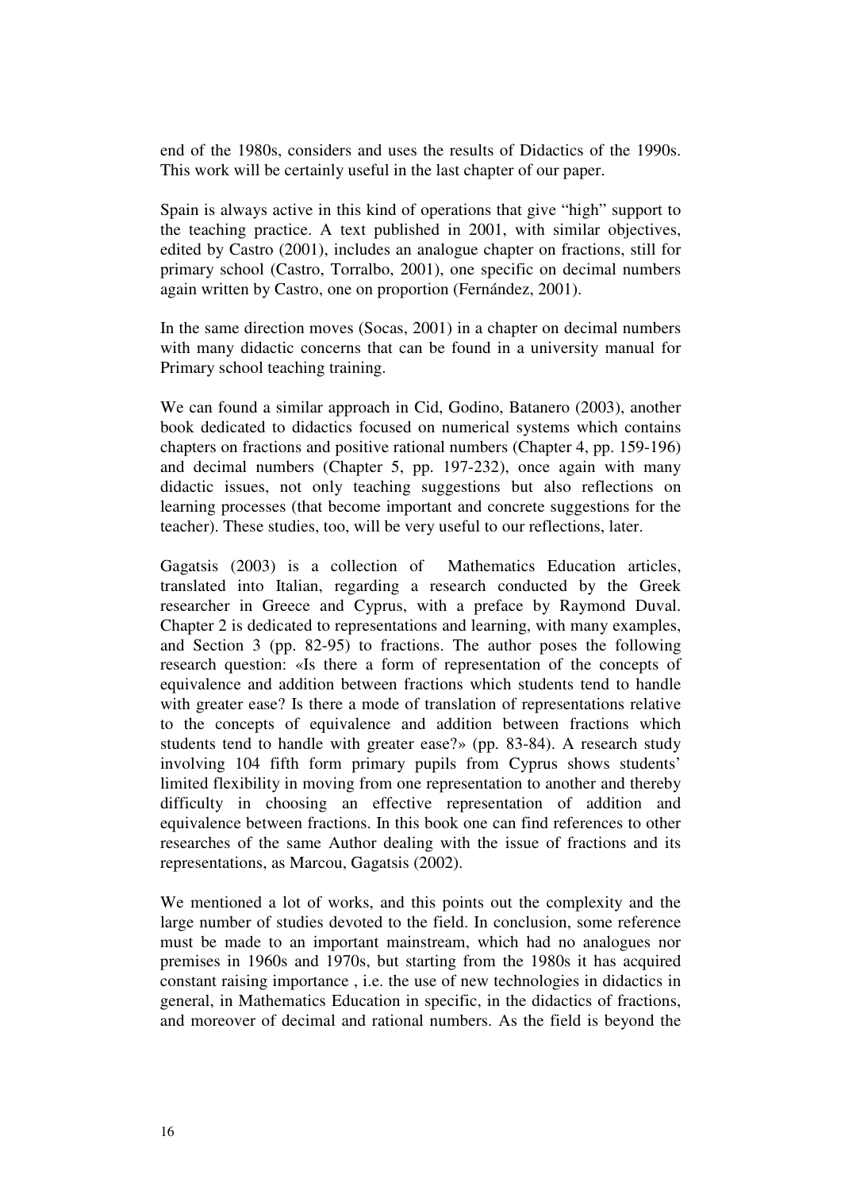end of the 1980s, considers and uses the results of Didactics of the 1990s. This work will be certainly useful in the last chapter of our paper.

Spain is always active in this kind of operations that give "high" support to the teaching practice. A text published in 2001, with similar objectives, edited by Castro (2001), includes an analogue chapter on fractions, still for primary school (Castro, Torralbo, 2001), one specific on decimal numbers again written by Castro, one on proportion (Fernández, 2001).

In the same direction moves (Socas, 2001) in a chapter on decimal numbers with many didactic concerns that can be found in a university manual for Primary school teaching training.

We can found a similar approach in Cid, Godino, Batanero (2003), another book dedicated to didactics focused on numerical systems which contains chapters on fractions and positive rational numbers (Chapter 4, pp. 159-196) and decimal numbers (Chapter 5, pp. 197-232), once again with many didactic issues, not only teaching suggestions but also reflections on learning processes (that become important and concrete suggestions for the teacher). These studies, too, will be very useful to our reflections, later.

Gagatsis (2003) is a collection of Mathematics Education articles, translated into Italian, regarding a research conducted by the Greek researcher in Greece and Cyprus, with a preface by Raymond Duval. Chapter 2 is dedicated to representations and learning, with many examples, and Section 3 (pp. 82-95) to fractions. The author poses the following research question: «Is there a form of representation of the concepts of equivalence and addition between fractions which students tend to handle with greater ease? Is there a mode of translation of representations relative to the concepts of equivalence and addition between fractions which students tend to handle with greater ease?» (pp. 83-84). A research study involving 104 fifth form primary pupils from Cyprus shows students' limited flexibility in moving from one representation to another and thereby difficulty in choosing an effective representation of addition and equivalence between fractions. In this book one can find references to other researches of the same Author dealing with the issue of fractions and its representations, as Marcou, Gagatsis (2002).

We mentioned a lot of works, and this points out the complexity and the large number of studies devoted to the field. In conclusion, some reference must be made to an important mainstream, which had no analogues nor premises in 1960s and 1970s, but starting from the 1980s it has acquired constant raising importance , i.e. the use of new technologies in didactics in general, in Mathematics Education in specific, in the didactics of fractions, and moreover of decimal and rational numbers. As the field is beyond the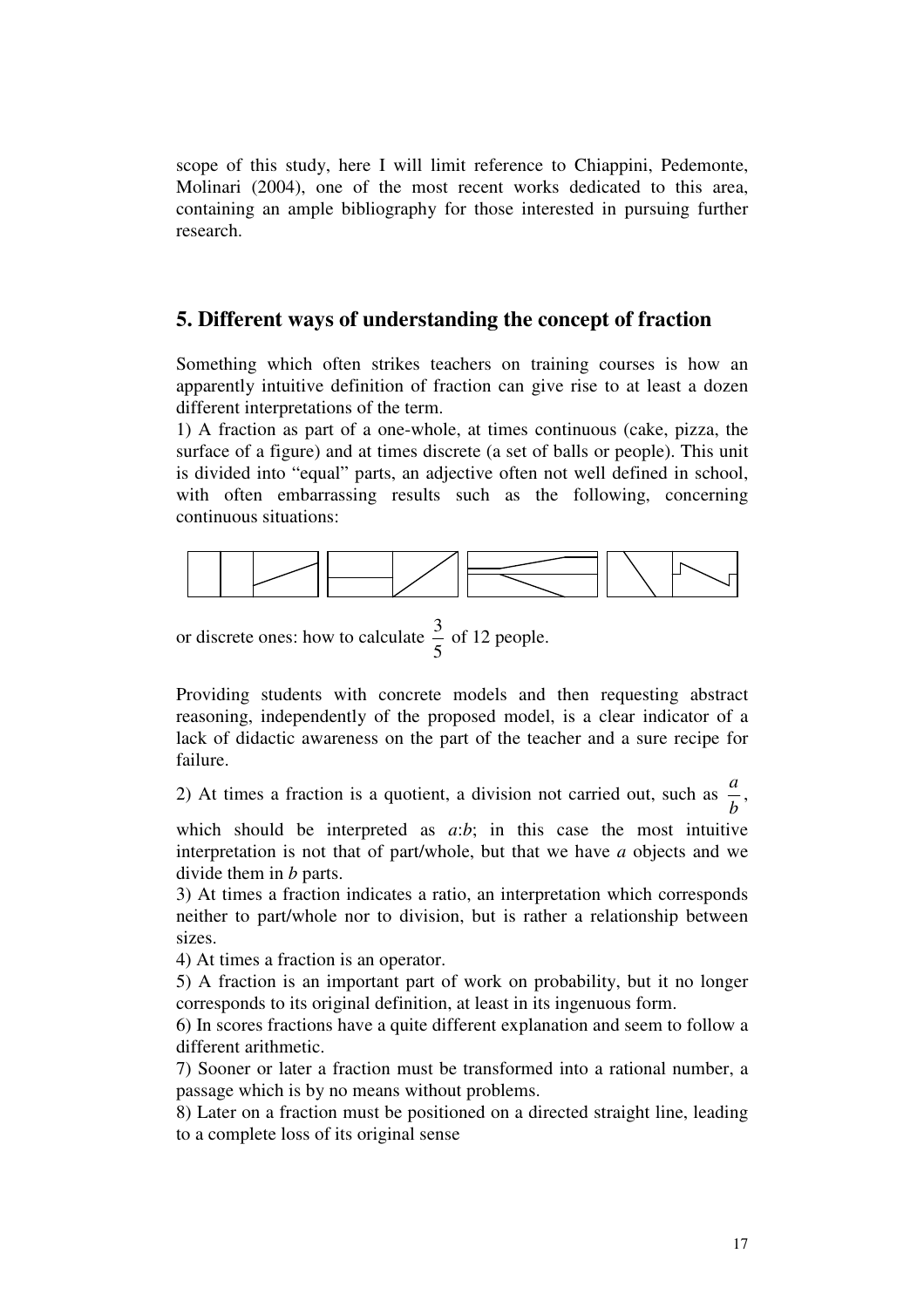scope of this study, here I will limit reference to Chiappini, Pedemonte, Molinari (2004), one of the most recent works dedicated to this area, containing an ample bibliography for those interested in pursuing further research.

## 5. Different ways of understanding the concept of fraction

Something which often strikes teachers on training courses is how an apparently intuitive definition of fraction can give rise to at least a dozen different interpretations of the term.

1) A fraction as part of a one-whole, at times continuous (cake, pizza, the surface of a figure) and at times discrete (a set of balls or people). This unit is divided into "equal" parts, an adjective often not well defined in school, with often embarrassing results such as the following, concerning continuous situations:

or discrete ones: how to calculate $\frac{3}{5}$ of 12 people.

Providing students with concrete models and then requesting abstract reasoning, independently of the proposed model, is a clear indicator of a lack of didactic awareness on the part of the teacher and a sure recipe for failure.

2) At times a fraction is a quotient, a division not carried out, such as $\frac{a}{b}$, which should be interpreted as $a$:$b$; in this case the most intuitive interpretation is not that of part/whole, but that we have *a* objects and we divide them in *b* parts.

3) At times a fraction indicates a ratio, an interpretation which corresponds neither to part/whole nor to division, but is rather a relationship between sizes.

4) At times a fraction is an operator.

5) A fraction is an important part of work on probability, but it no longer corresponds to its original definition, at least in its ingenuous form.

6) In scores fractions have a quite different explanation and seem to follow a different arithmetic.

7) Sooner or later a fraction must be transformed into a rational number, a passage which is by no means without problems.

8) Later on a fraction must be positioned on a directed straight line, leading to a complete loss of its original sense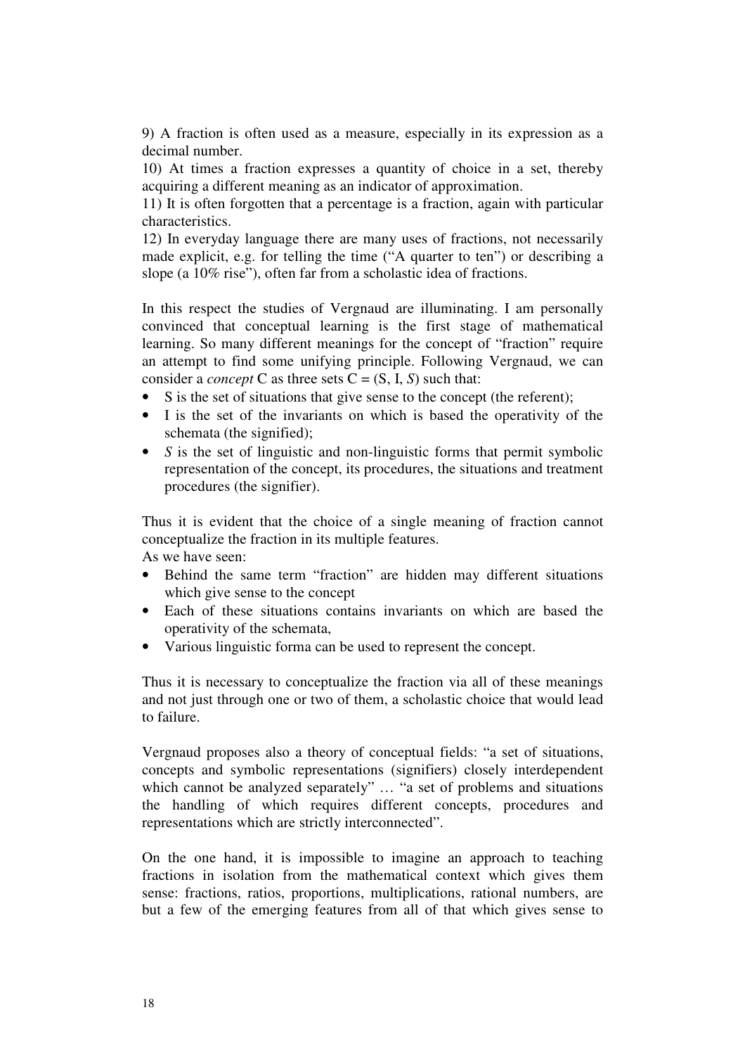9) A fraction is often used as a measure, especially in its expression as a decimal number.

10) At times a fraction expresses a quantity of choice in a set, thereby acquiring a different meaning as an indicator of approximation.

11) It is often forgotten that a percentage is a fraction, again with particular characteristics.

12) In everyday language there are many uses of fractions, not necessarily made explicit, e.g. for telling the time ("A quarter to ten") or describing a slope (a 10% rise"), often far from a scholastic idea of fractions.

In this respect the studies of Vergnaud are illuminating. I am personally convinced that conceptual learning is the first stage of mathematical learning. So many different meanings for the concept of "fraction" require an attempt to find some unifying principle. Following Vergnaud, we can consider a *concept* C as three sets C = (S, I, *S*) such that:

- S is the set of situations that give sense to the concept (the referent);
- I is the set of the invariants on which is based the operativity of the schemata (the signified);
- *S* is the set of linguistic and non-linguistic forms that permit symbolic representation of the concept, its procedures, the situations and treatment procedures (the signifier).

Thus it is evident that the choice of a single meaning of fraction cannot conceptualize the fraction in its multiple features.

As we have seen:

- Behind the same term "fraction" are hidden may different situations which give sense to the concept
- Each of these situations contains invariants on which are based the operativity of the schemata,
- Various linguistic forma can be used to represent the concept.

Thus it is necessary to conceptualize the fraction via all of these meanings and not just through one or two of them, a scholastic choice that would lead to failure.

Vergnaud proposes also a theory of conceptual fields: "a set of situations, concepts and symbolic representations (signifiers) closely interdependent which cannot be analyzed separately" … "a set of problems and situations the handling of which requires different concepts, procedures and representations which are strictly interconnected".

On the one hand, it is impossible to imagine an approach to teaching fractions in isolation from the mathematical context which gives them sense: fractions, ratios, proportions, multiplications, rational numbers, are but a few of the emerging features from all of that which gives sense to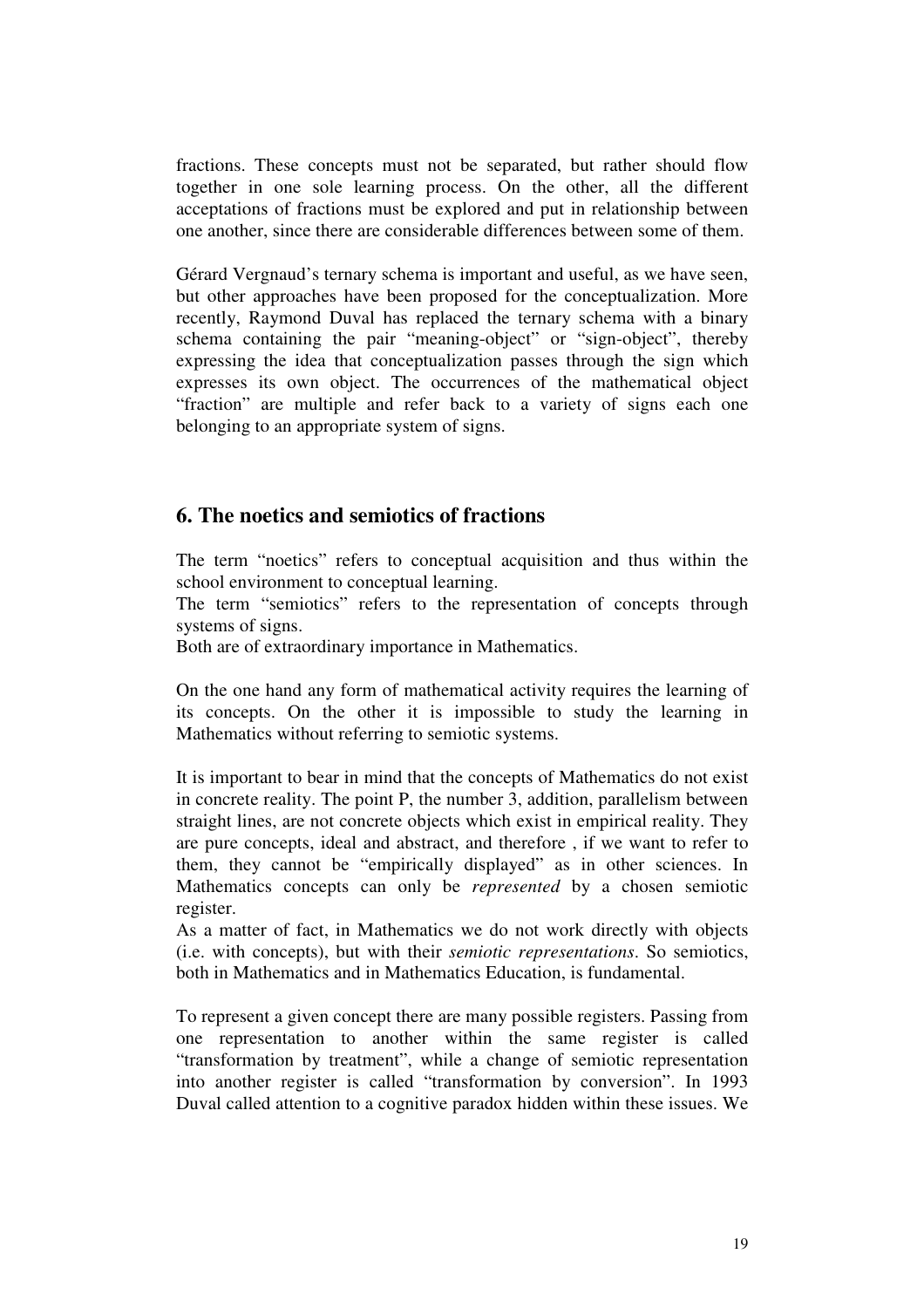fractions. These concepts must not be separated, but rather should flow together in one sole learning process. On the other, all the different acceptations of fractions must be explored and put in relationship between one another, since there are considerable differences between some of them.

Gérard Vergnaud's ternary schema is important and useful, as we have seen, but other approaches have been proposed for the conceptualization. More recently, Raymond Duval has replaced the ternary schema with a binary schema containing the pair "meaning-object" or "sign-object", thereby expressing the idea that conceptualization passes through the sign which expresses its own object. The occurrences of the mathematical object "fraction" are multiple and refer back to a variety of signs each one belonging to an appropriate system of signs.

## 6. The noetics and semiotics of fractions

The term "noetics" refers to conceptual acquisition and thus within the school environment to conceptual learning.
The term "semiotics" refers to the representation of concepts through systems of signs.
Both are of extraordinary importance in Mathematics.

On the one hand any form of mathematical activity requires the learning of its concepts. On the other it is impossible to study the learning in Mathematics without referring to semiotic systems.

It is important to bear in mind that the concepts of Mathematics do not exist in concrete reality. The point P, the number 3, addition, parallelism between straight lines, are not concrete objects which exist in empirical reality. They are pure concepts, ideal and abstract, and therefore , if we want to refer to them, they cannot be "empirically displayed" as in other sciences. In Mathematics concepts can only be *represented* by a chosen semiotic register.
As a matter of fact, in Mathematics we do not work directly with objects (i.e. with concepts), but with their *semiotic representations*. So semiotics, both in Mathematics and in Mathematics Education, is fundamental.

To represent a given concept there are many possible registers. Passing from one representation to another within the same register is called "transformation by treatment", while a change of semiotic representation into another register is called "transformation by conversion". In 1993 Duval called attention to a cognitive paradox hidden within these issues. We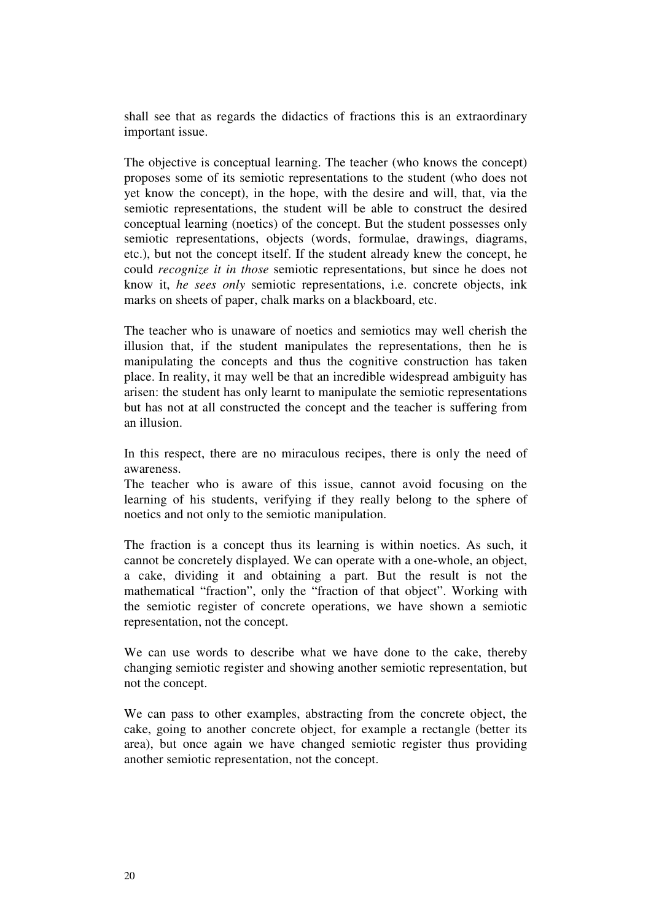shall see that as regards the didactics of fractions this is an extraordinary important issue.

The objective is conceptual learning. The teacher (who knows the concept) proposes some of its semiotic representations to the student (who does not yet know the concept), in the hope, with the desire and will, that, via the semiotic representations, the student will be able to construct the desired conceptual learning (noetics) of the concept. But the student possesses only semiotic representations, objects (words, formulae, drawings, diagrams, etc.), but not the concept itself. If the student already knew the concept, he could *recognize it in those* semiotic representations, but since he does not know it, *he sees only* semiotic representations, i.e. concrete objects, ink marks on sheets of paper, chalk marks on a blackboard, etc.

The teacher who is unaware of noetics and semiotics may well cherish the illusion that, if the student manipulates the representations, then he is manipulating the concepts and thus the cognitive construction has taken place. In reality, it may well be that an incredible widespread ambiguity has arisen: the student has only learnt to manipulate the semiotic representations but has not at all constructed the concept and the teacher is suffering from an illusion.

In this respect, there are no miraculous recipes, there is only the need of awareness.
The teacher who is aware of this issue, cannot avoid focusing on the learning of his students, verifying if they really belong to the sphere of noetics and not only to the semiotic manipulation.

The fraction is a concept thus its learning is within noetics. As such, it cannot be concretely displayed. We can operate with a one-whole, an object, a cake, dividing it and obtaining a part. But the result is not the mathematical "fraction", only the "fraction of that object". Working with the semiotic register of concrete operations, we have shown a semiotic representation, not the concept.

We can use words to describe what we have done to the cake, thereby changing semiotic register and showing another semiotic representation, but not the concept.

We can pass to other examples, abstracting from the concrete object, the cake, going to another concrete object, for example a rectangle (better its area), but once again we have changed semiotic register thus providing another semiotic representation, not the concept.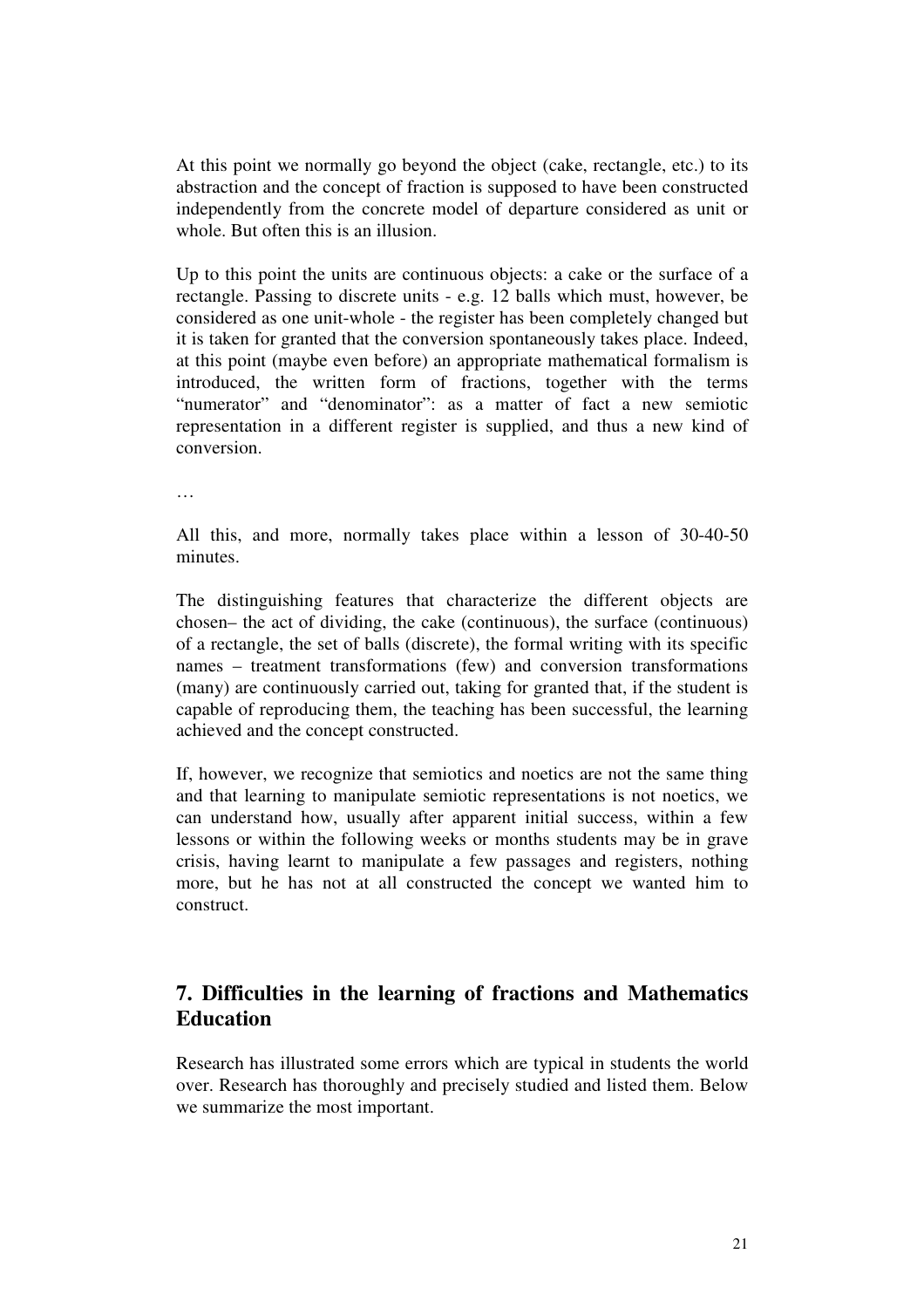At this point we normally go beyond the object (cake, rectangle, etc.) to its abstraction and the concept of fraction is supposed to have been constructed independently from the concrete model of departure considered as unit or whole. But often this is an illusion.

Up to this point the units are continuous objects: a cake or the surface of a rectangle. Passing to discrete units - e.g. 12 balls which must, however, be considered as one unit-whole - the register has been completely changed but it is taken for granted that the conversion spontaneously takes place. Indeed, at this point (maybe even before) an appropriate mathematical formalism is introduced, the written form of fractions, together with the terms "numerator" and "denominator": as a matter of fact a new semiotic representation in a different register is supplied, and thus a new kind of conversion.

…

All this, and more, normally takes place within a lesson of 30-40-50 minutes.

The distinguishing features that characterize the different objects are chosen– the act of dividing, the cake (continuous), the surface (continuous) of a rectangle, the set of balls (discrete), the formal writing with its specific names – treatment transformations (few) and conversion transformations (many) are continuously carried out, taking for granted that, if the student is capable of reproducing them, the teaching has been successful, the learning achieved and the concept constructed.

If, however, we recognize that semiotics and noetics are not the same thing and that learning to manipulate semiotic representations is not noetics, we can understand how, usually after apparent initial success, within a few lessons or within the following weeks or months students may be in grave crisis, having learnt to manipulate a few passages and registers, nothing more, but he has not at all constructed the concept we wanted him to construct.

## 7. Difficulties in the learning of fractions and Mathematics Education

Research has illustrated some errors which are typical in students the world over. Research has thoroughly and precisely studied and listed them. Below we summarize the most important.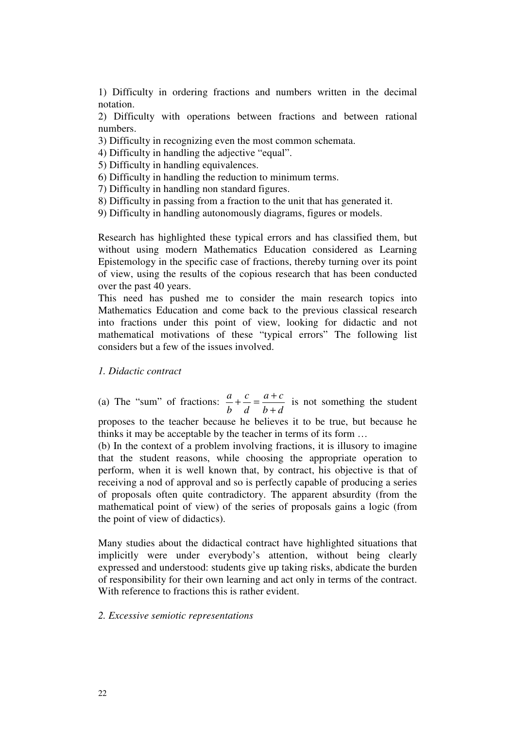1) Difficulty in ordering fractions and numbers written in the decimal notation.
2) Difficulty with operations between fractions and between rational numbers.
3) Difficulty in recognizing even the most common schemata.
4) Difficulty in handling the adjective "equal".
5) Difficulty in handling equivalences.
6) Difficulty in handling the reduction to minimum terms.
7) Difficulty in handling non standard figures.
8) Difficulty in passing from a fraction to the unit that has generated it.
9) Difficulty in handling autonomously diagrams, figures or models.

Research has highlighted these typical errors and has classified them, but without using modern Mathematics Education considered as Learning Epistemology in the specific case of fractions, thereby turning over its point of view, using the results of the copious research that has been conducted over the past 40 years.
This need has pushed me to consider the main research topics into Mathematics Education and come back to the previous classical research into fractions under this point of view, looking for didactic and not mathematical motivations of these "typical errors" The following list considers but a few of the issues involved.

*1. Didactic contract*

(a) The "sum" of fractions: $\frac{a}{b}+\frac{c}{d}=\frac{a+c}{b+d}$ is not something the student proposes to the teacher because he believes it to be true, but because he thinks it may be acceptable by the teacher in terms of its form …
(b) In the context of a problem involving fractions, it is illusory to imagine that the student reasons, while choosing the appropriate operation to perform, when it is well known that, by contract, his objective is that of receiving a nod of approval and so is perfectly capable of producing a series of proposals often quite contradictory. The apparent absurdity (from the mathematical point of view) of the series of proposals gains a logic (from the point of view of didactics).

Many studies about the didactical contract have highlighted situations that implicitly were under everybody's attention, without being clearly expressed and understood: students give up taking risks, abdicate the burden of responsibility for their own learning and act only in terms of the contract. With reference to fractions this is rather evident.

*2. Excessive semiotic representations*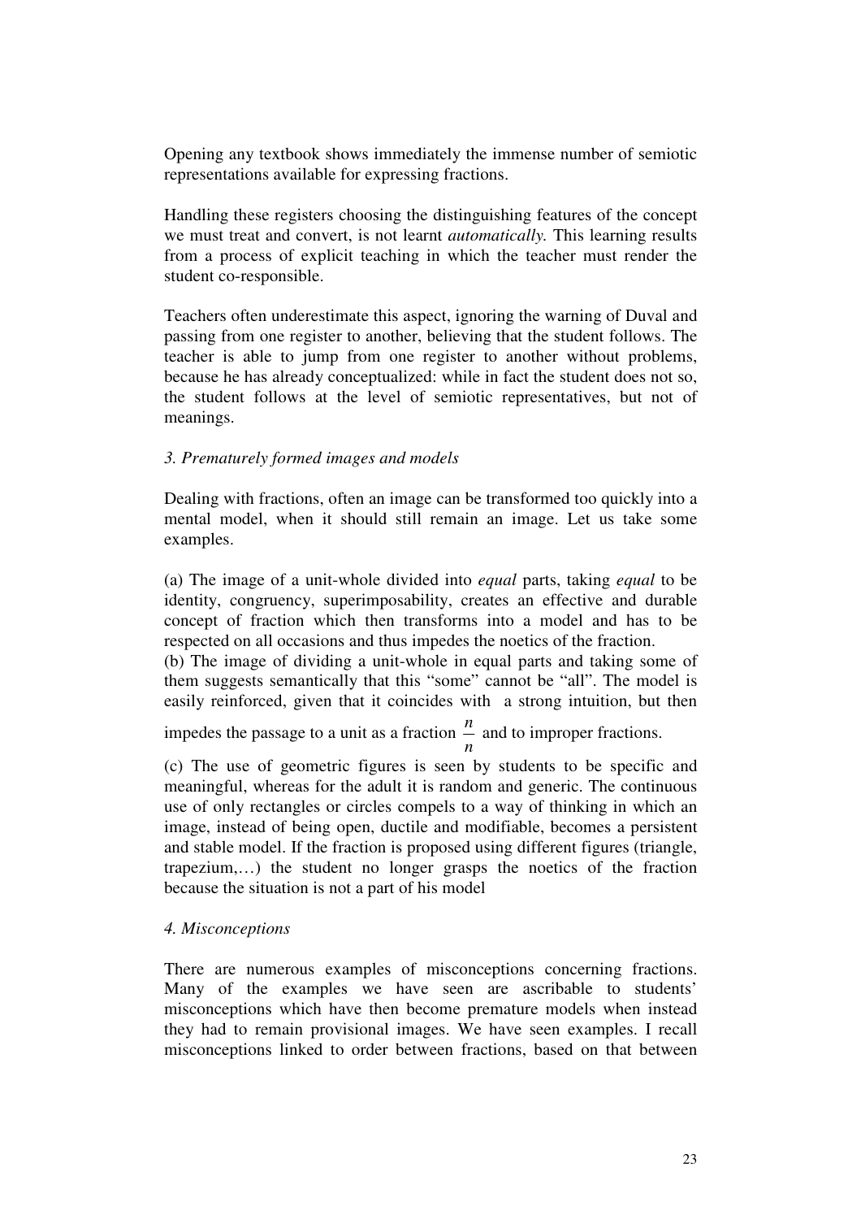Opening any textbook shows immediately the immense number of semiotic representations available for expressing fractions.

Handling these registers choosing the distinguishing features of the concept we must treat and convert, is not learnt *automatically.* This learning results from a process of explicit teaching in which the teacher must render the student co-responsible.

Teachers often underestimate this aspect, ignoring the warning of Duval and passing from one register to another, believing that the student follows. The teacher is able to jump from one register to another without problems, because he has already conceptualized: while in fact the student does not so, the student follows at the level of semiotic representatives, but not of meanings.

*3. Prematurely formed images and models*

Dealing with fractions, often an image can be transformed too quickly into a mental model, when it should still remain an image. Let us take some examples.

(a) The image of a unit-whole divided into *equal* parts, taking *equal* to be identity, congruency, superimposability, creates an effective and durable concept of fraction which then transforms into a model and has to be respected on all occasions and thus impedes the noetics of the fraction.
(b) The image of dividing a unit-whole in equal parts and taking some of them suggests semantically that this "some" cannot be "all". The model is easily reinforced, given that it coincides with a strong intuition, but then impedes the passage to a unit as a fraction $\frac{n}{n}$ and to improper fractions.
(c) The use of geometric figures is seen by students to be specific and meaningful, whereas for the adult it is random and generic. The continuous use of only rectangles or circles compels to a way of thinking in which an image, instead of being open, ductile and modifiable, becomes a persistent and stable model. If the fraction is proposed using different figures (triangle, trapezium,…) the student no longer grasps the noetics of the fraction because the situation is not a part of his model

*4. Misconceptions*

There are numerous examples of misconceptions concerning fractions. Many of the examples we have seen are ascribable to students' misconceptions which have then become premature models when instead they had to remain provisional images. We have seen examples. I recall misconceptions linked to order between fractions, based on that between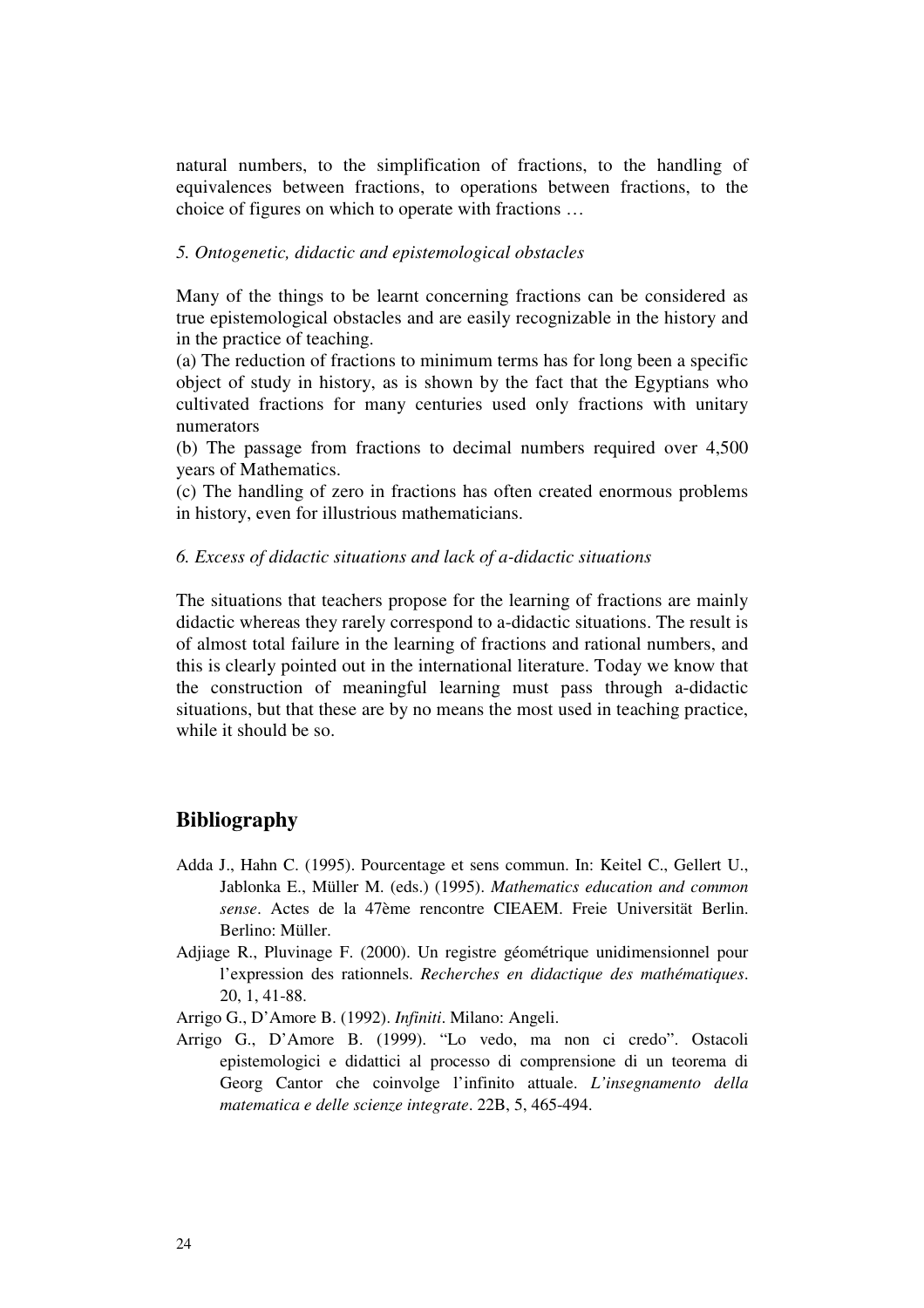natural numbers, to the simplification of fractions, to the handling of equivalences between fractions, to operations between fractions, to the choice of figures on which to operate with fractions …

*5. Ontogenetic, didactic and epistemological obstacles*

Many of the things to be learnt concerning fractions can be considered as true epistemological obstacles and are easily recognizable in the history and in the practice of teaching.
(a) The reduction of fractions to minimum terms has for long been a specific object of study in history, as is shown by the fact that the Egyptians who cultivated fractions for many centuries used only fractions with unitary numerators
(b) The passage from fractions to decimal numbers required over 4,500 years of Mathematics.
(c) The handling of zero in fractions has often created enormous problems in history, even for illustrious mathematicians.

*6. Excess of didactic situations and lack of a-didactic situations*

The situations that teachers propose for the learning of fractions are mainly didactic whereas they rarely correspond to a-didactic situations. The result is of almost total failure in the learning of fractions and rational numbers, and this is clearly pointed out in the international literature. Today we know that the construction of meaningful learning must pass through a-didactic situations, but that these are by no means the most used in teaching practice, while it should be so.

## Bibliography

Adda J., Hahn C. (1995). Pourcentage et sens commun. In: Keitel C., Gellert U., Jablonka E., Müller M. (eds.) (1995). *Mathematics education and common sense*. Actes de la 47ème rencontre CIEAEM. Freie Universität Berlin. Berlino: Müller.

Adjiage R., Pluvinage F. (2000). Un registre géométrique unidimensionnel pour l'expression des rationnels. *Recherches en didactique des mathématiques*. 20, 1, 41-88.

Arrigo G., D'Amore B. (1992). *Infiniti*. Milano: Angeli.

Arrigo G., D'Amore B. (1999). "Lo vedo, ma non ci credo". Ostacoli epistemologici e didattici al processo di comprensione di un teorema di Georg Cantor che coinvolge l'infinito attuale. *L'insegnamento della matematica e delle scienze integrate*. 22B, 5, 465-494.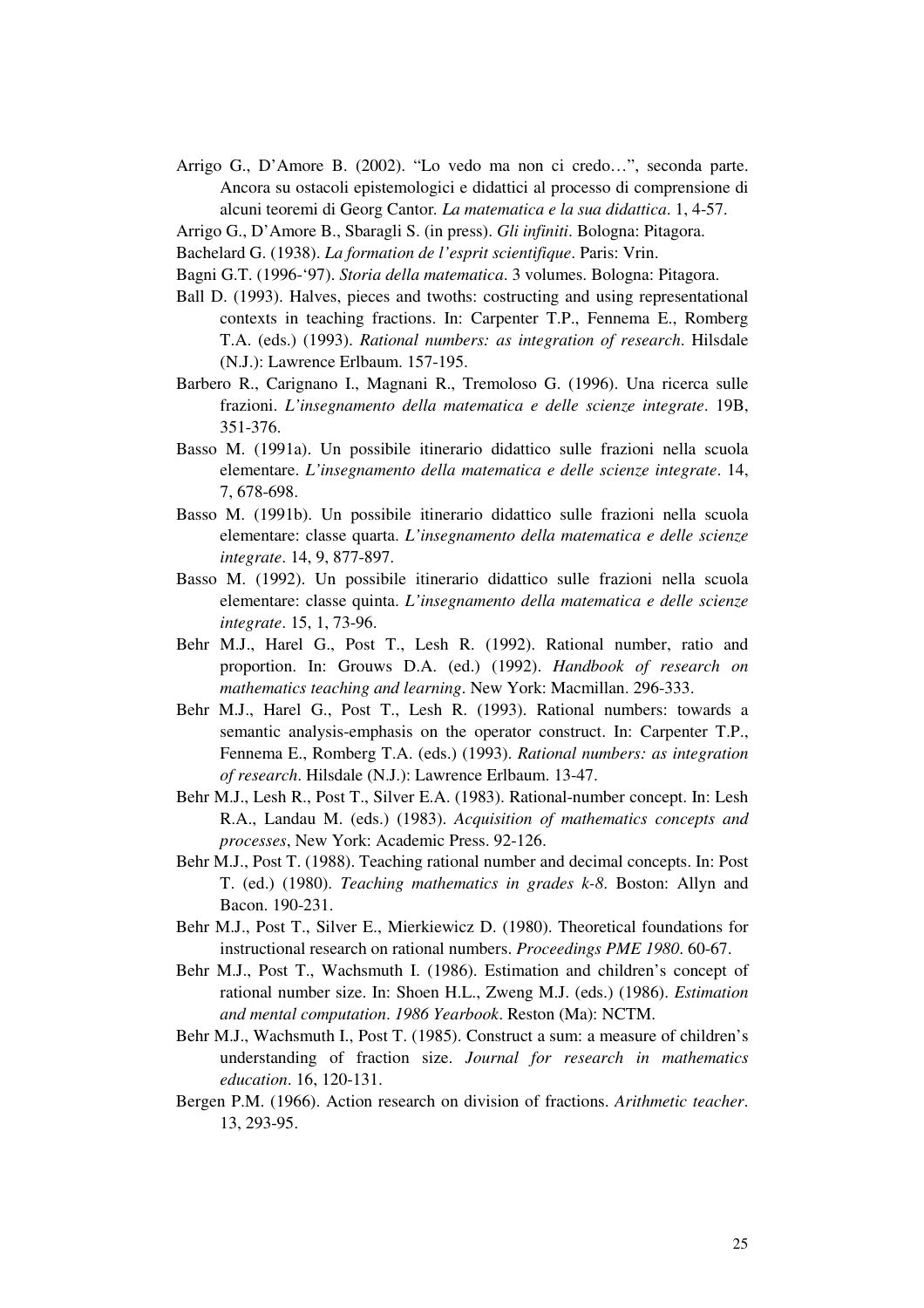Arrigo G., D'Amore B. (2002). "Lo vedo ma non ci credo…", seconda parte. Ancora su ostacoli epistemologici e didattici al processo di comprensione di alcuni teoremi di Georg Cantor. *La matematica e la sua didattica*. 1, 4-57.

Arrigo G., D'Amore B., Sbaragli S. (in press). *Gli infiniti*. Bologna: Pitagora.

Bachelard G. (1938). *La formation de l'esprit scientifique*. Paris: Vrin.

Bagni G.T. (1996-'97). *Storia della matematica*. 3 volumes. Bologna: Pitagora.

Ball D. (1993). Halves, pieces and twoths: costructing and using representational contexts in teaching fractions. In: Carpenter T.P., Fennema E., Romberg T.A. (eds.) (1993). *Rational numbers: as integration of research*. Hilsdale (N.J.): Lawrence Erlbaum. 157-195.

Barbero R., Carignano I., Magnani R., Tremoloso G. (1996). Una ricerca sulle frazioni. *L'insegnamento della matematica e delle scienze integrate*. 19B, 351-376.

Basso M. (1991a). Un possibile itinerario didattico sulle frazioni nella scuola elementare. *L'insegnamento della matematica e delle scienze integrate*. 14, 7, 678-698.

Basso M. (1991b). Un possibile itinerario didattico sulle frazioni nella scuola elementare: classe quarta. *L'insegnamento della matematica e delle scienze integrate*. 14, 9, 877-897.

Basso M. (1992). Un possibile itinerario didattico sulle frazioni nella scuola elementare: classe quinta. *L'insegnamento della matematica e delle scienze integrate*. 15, 1, 73-96.

Behr M.J., Harel G., Post T., Lesh R. (1992). Rational number, ratio and proportion. In: Grouws D.A. (ed.) (1992). *Handbook of research on mathematics teaching and learning*. New York: Macmillan. 296-333.

Behr M.J., Harel G., Post T., Lesh R. (1993). Rational numbers: towards a semantic analysis-emphasis on the operator construct. In: Carpenter T.P., Fennema E., Romberg T.A. (eds.) (1993). *Rational numbers: as integration of research*. Hilsdale (N.J.): Lawrence Erlbaum. 13-47.

Behr M.J., Lesh R., Post T., Silver E.A. (1983). Rational-number concept. In: Lesh R.A., Landau M. (eds.) (1983). *Acquisition of mathematics concepts and processes*, New York: Academic Press. 92-126.

Behr M.J., Post T. (1988). Teaching rational number and decimal concepts. In: Post T. (ed.) (1980). *Teaching mathematics in grades k-8*. Boston: Allyn and Bacon. 190-231.

Behr M.J., Post T., Silver E., Mierkiewicz D. (1980). Theoretical foundations for instructional research on rational numbers. *Proceedings PME 1980*. 60-67.

Behr M.J., Post T., Wachsmuth I. (1986). Estimation and children's concept of rational number size. In: Shoen H.L., Zweng M.J. (eds.) (1986). *Estimation and mental computation*. *1986 Yearbook*. Reston (Ma): NCTM.

Behr M.J., Wachsmuth I., Post T. (1985). Construct a sum: a measure of children's understanding of fraction size. *Journal for research in mathematics education*. 16, 120-131.

Bergen P.M. (1966). Action research on division of fractions. *Arithmetic teacher*. 13, 293-95.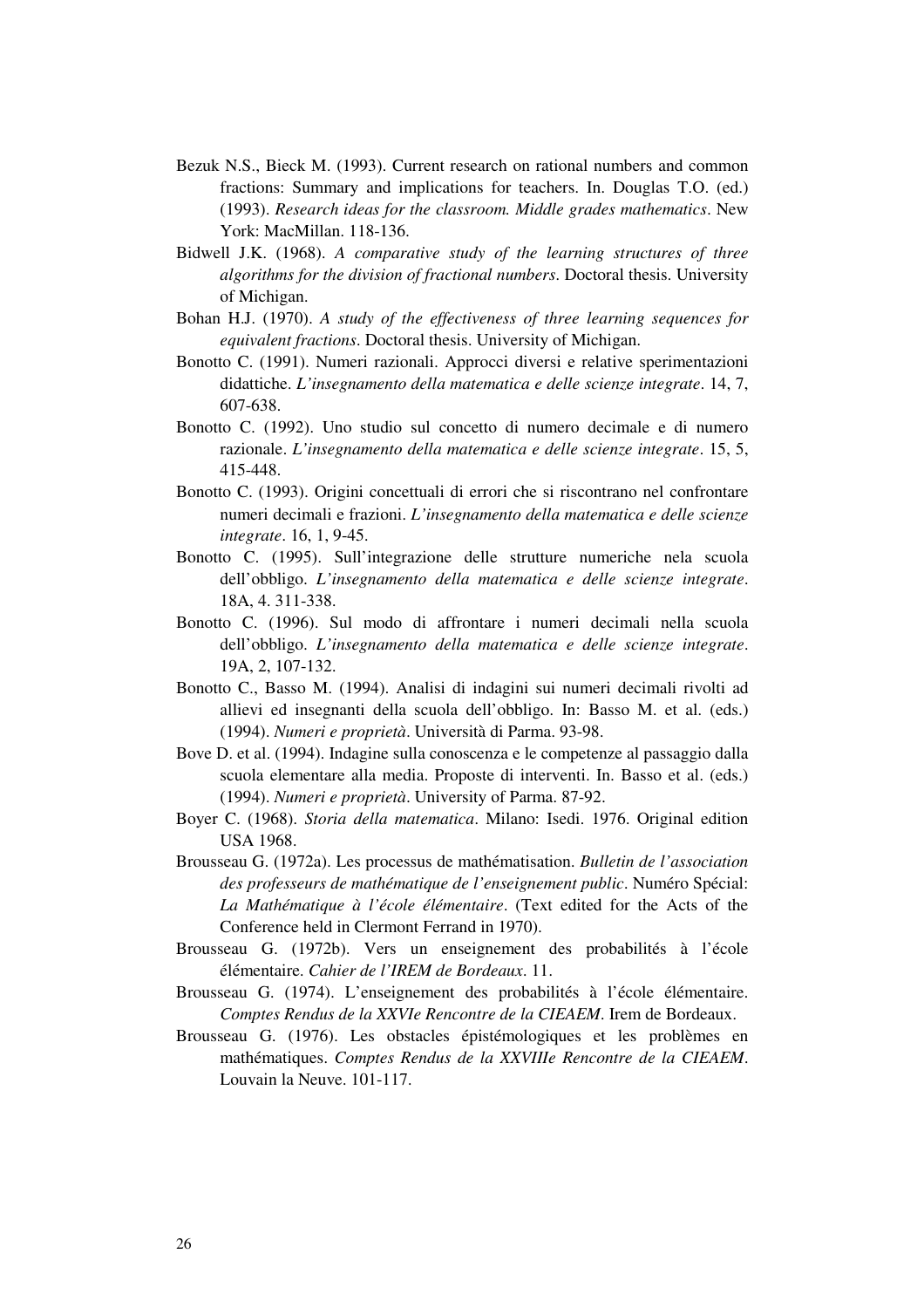Bezuk N.S., Bieck M. (1993). Current research on rational numbers and common fractions: Summary and implications for teachers. In. Douglas T.O. (ed.) (1993). *Research ideas for the classroom. Middle grades mathematics*. New York: MacMillan. 118-136.

Bidwell J.K. (1968). *A comparative study of the learning structures of three algorithms for the division of fractional numbers*. Doctoral thesis. University of Michigan.

Bohan H.J. (1970). *A study of the effectiveness of three learning sequences for equivalent fractions*. Doctoral thesis. University of Michigan.

Bonotto C. (1991). Numeri razionali. Approcci diversi e relative sperimentazioni didattiche. *L'insegnamento della matematica e delle scienze integrate*. 14, 7, 607-638.

Bonotto C. (1992). Uno studio sul concetto di numero decimale e di numero razionale. *L'insegnamento della matematica e delle scienze integrate*. 15, 5, 415-448.

Bonotto C. (1993). Origini concettuali di errori che si riscontrano nel confrontare numeri decimali e frazioni. *L'insegnamento della matematica e delle scienze integrate*. 16, 1, 9-45.

Bonotto C. (1995). Sull'integrazione delle strutture numeriche nela scuola dell'obbligo. *L'insegnamento della matematica e delle scienze integrate*. 18A, 4. 311-338.

Bonotto C. (1996). Sul modo di affrontare i numeri decimali nella scuola dell'obbligo. *L'insegnamento della matematica e delle scienze integrate*. 19A, 2, 107-132.

Bonotto C., Basso M. (1994). Analisi di indagini sui numeri decimali rivolti ad allievi ed insegnanti della scuola dell'obbligo. In: Basso M. et al. (eds.) (1994). *Numeri e proprietà*. Università di Parma. 93-98.

Bove D. et al. (1994). Indagine sulla conoscenza e le competenze al passaggio dalla scuola elementare alla media. Proposte di interventi. In. Basso et al. (eds.) (1994). *Numeri e proprietà*. University of Parma. 87-92.

Boyer C. (1968). *Storia della matematica*. Milano: Isedi. 1976. Original edition USA 1968.

Brousseau G. (1972a). Les processus de mathématisation. *Bulletin de l'association des professeurs de mathématique de l'enseignement public*. Numéro Spécial: *La Mathématique à l'école élémentaire*. (Text edited for the Acts of the Conference held in Clermont Ferrand in 1970).

Brousseau G. (1972b). Vers un enseignement des probabilités à l'école élémentaire. *Cahier de l'IREM de Bordeaux*. 11.

Brousseau G. (1974). L'enseignement des probabilités à l'école élémentaire. *Comptes Rendus de la XXVIe Rencontre de la CIEAEM*. Irem de Bordeaux.

Brousseau G. (1976). Les obstacles épistémologiques et les problèmes en mathématiques. *Comptes Rendus de la XXVIIIe Rencontre de la CIEAEM*. Louvain la Neuve. 101-117.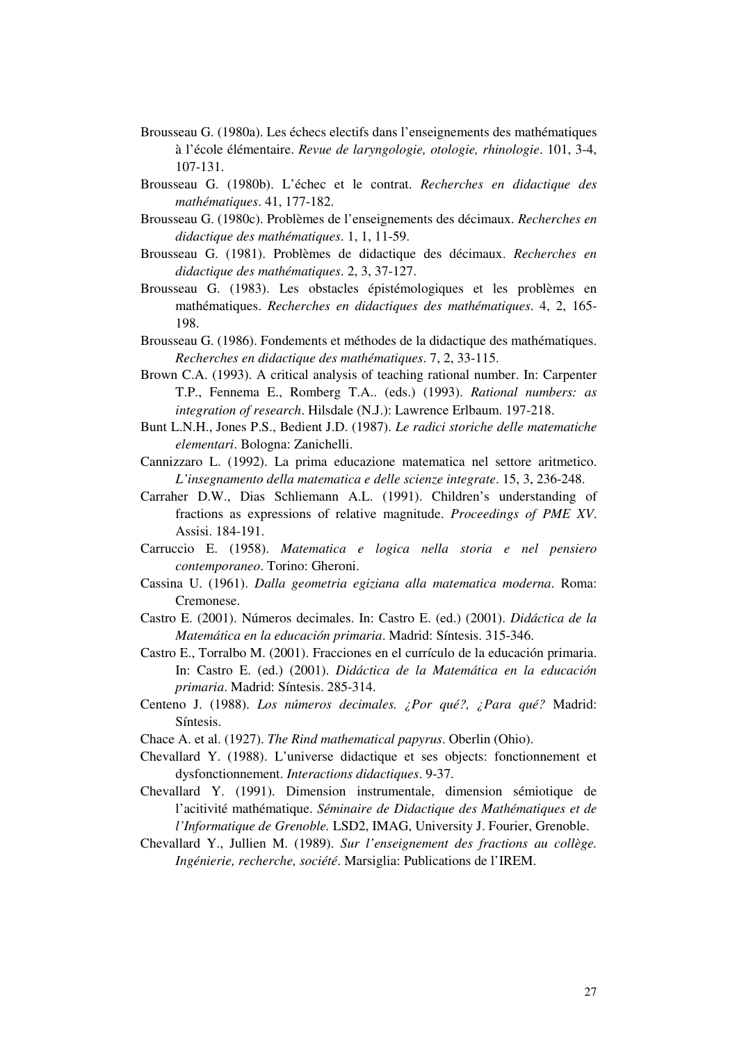Brousseau G. (1980a). Les échecs electifs dans l'enseignements des mathématiques à l'école élémentaire. *Revue de laryngologie, otologie, rhinologie*. 101, 3-4, 107-131.

Brousseau G. (1980b). L'échec et le contrat. *Recherches en didactique des mathématiques*. 41, 177-182.

Brousseau G. (1980c). Problèmes de l'enseignements des décimaux. *Recherches en didactique des mathématiques*. 1, 1, 11-59.

Brousseau G. (1981). Problèmes de didactique des décimaux. *Recherches en didactique des mathématiques*. 2, 3, 37-127.

Brousseau G. (1983). Les obstacles épistémologiques et les problèmes en mathématiques. *Recherches en didactiques des mathématiques*. 4, 2, 165-198.

Brousseau G. (1986). Fondements et méthodes de la didactique des mathématiques. *Recherches en didactique des mathématiques*. 7, 2, 33-115.

Brown C.A. (1993). A critical analysis of teaching rational number. In: Carpenter T.P., Fennema E., Romberg T.A.. (eds.) (1993). *Rational numbers: as integration of research*. Hilsdale (N.J.): Lawrence Erlbaum. 197-218.

Bunt L.N.H., Jones P.S., Bedient J.D. (1987). *Le radici storiche delle matematiche elementari*. Bologna: Zanichelli.

Cannizzaro L. (1992). La prima educazione matematica nel settore aritmetico. *L'insegnamento della matematica e delle scienze integrate*. 15, 3, 236-248.

Carraher D.W., Dias Schliemann A.L. (1991). Children's understanding of fractions as expressions of relative magnitude. *Proceedings of PME XV*. Assisi. 184-191.

Carruccio E. (1958). *Matematica e logica nella storia e nel pensiero contemporaneo*. Torino: Gheroni.

Cassina U. (1961). *Dalla geometria egiziana alla matematica moderna*. Roma: Cremonese.

Castro E. (2001). Números decimales. In: Castro E. (ed.) (2001). *Didáctica de la Matemática en la educación primaria*. Madrid: Síntesis. 315-346.

Castro E., Torralbo M. (2001). Fracciones en el currículo de la educación primaria. In: Castro E. (ed.) (2001). *Didáctica de la Matemática en la educación primaria*. Madrid: Síntesis. 285-314.

Centeno J. (1988). *Los números decimales. ¿Por qué?, ¿Para qué?* Madrid: Síntesis.

Chace A. et al. (1927). *The Rind mathematical papyrus*. Oberlin (Ohio).

Chevallard Y. (1988). L'universe didactique et ses objects: fonctionnement et dysfonctionnement. *Interactions didactiques*. 9-37.

Chevallard Y. (1991). Dimension instrumentale, dimension sémiotique de l'acitivité mathématique. *Séminaire de Didactique des Mathématiques et de l'Informatique de Grenoble.* LSD2, IMAG, University J. Fourier, Grenoble.

Chevallard Y., Jullien M. (1989). *Sur l'enseignement des fractions au collège. Ingénierie, recherche, société*. Marsiglia: Publications de l'IREM.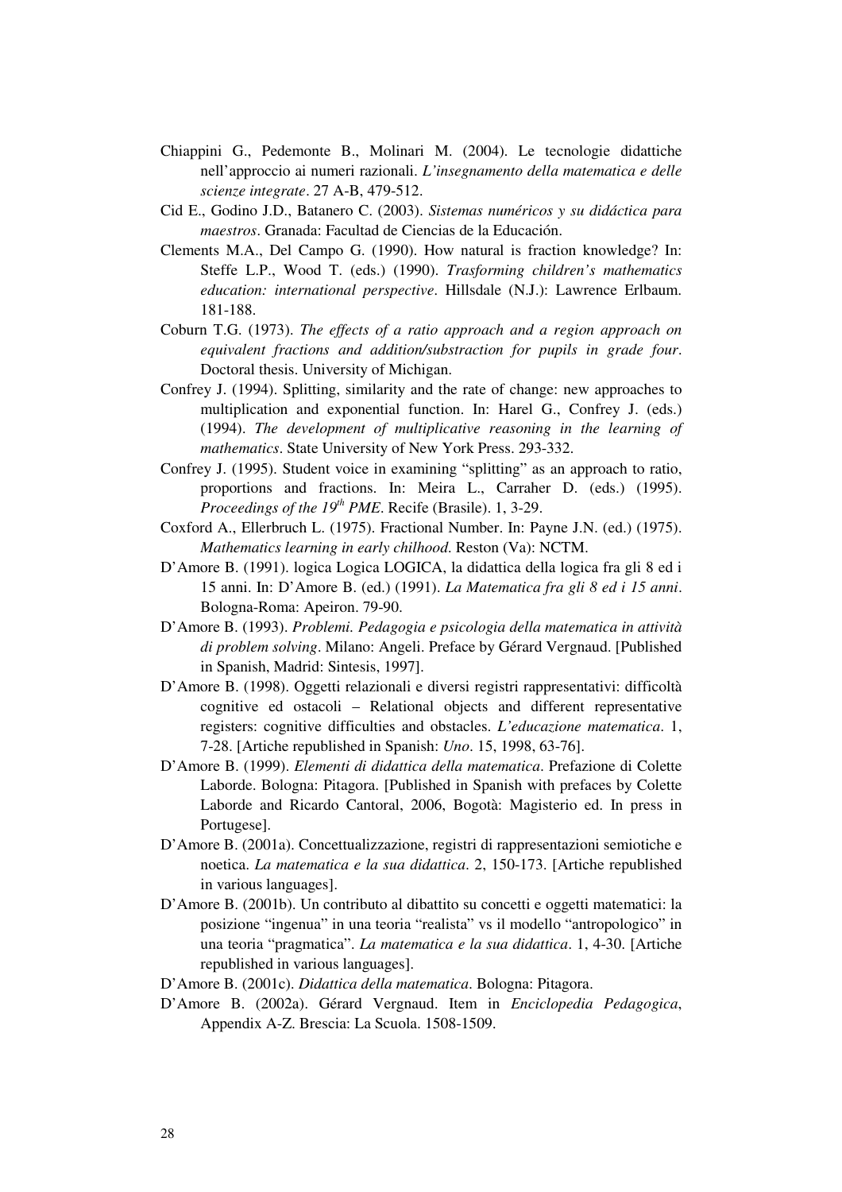Chiappini G., Pedemonte B., Molinari M. (2004). Le tecnologie didattiche nell'approccio ai numeri razionali. *L'insegnamento della matematica e delle scienze integrate*. 27 A-B, 479-512.

Cid E., Godino J.D., Batanero C. (2003). *Sistemas numéricos y su didáctica para maestros*. Granada: Facultad de Ciencias de la Educación.

Clements M.A., Del Campo G. (1990). How natural is fraction knowledge? In: Steffe L.P., Wood T. (eds.) (1990). *Trasforming children's mathematics education: international perspective*. Hillsdale (N.J.): Lawrence Erlbaum. 181-188.

Coburn T.G. (1973). *The effects of a ratio approach and a region approach on equivalent fractions and addition/substraction for pupils in grade four*. Doctoral thesis. University of Michigan.

Confrey J. (1994). Splitting, similarity and the rate of change: new approaches to multiplication and exponential function. In: Harel G., Confrey J. (eds.) (1994). *The development of multiplicative reasoning in the learning of mathematics*. State University of New York Press. 293-332.

Confrey J. (1995). Student voice in examining "splitting" as an approach to ratio, proportions and fractions. In: Meira L., Carraher D. (eds.) (1995). *Proceedings of the 19th PME*. Recife (Brasile). 1, 3-29.

Coxford A., Ellerbruch L. (1975). Fractional Number. In: Payne J.N. (ed.) (1975). *Mathematics learning in early chilhood*. Reston (Va): NCTM.

D'Amore B. (1991). logica Logica LOGICA, la didattica della logica fra gli 8 ed i 15 anni. In: D'Amore B. (ed.) (1991). *La Matematica fra gli 8 ed i 15 anni*. Bologna-Roma: Apeiron. 79-90.

D'Amore B. (1993). *Problemi. Pedagogia e psicologia della matematica in attività di problem solving*. Milano: Angeli. Preface by Gérard Vergnaud. [Published in Spanish, Madrid: Sintesis, 1997].

D'Amore B. (1998). Oggetti relazionali e diversi registri rappresentativi: difficoltà cognitive ed ostacoli – Relational objects and different representative registers: cognitive difficulties and obstacles. *L'educazione matematica*. 1, 7-28. [Artiche republished in Spanish: *Uno*. 15, 1998, 63-76].

D'Amore B. (1999). *Elementi di didattica della matematica*. Prefazione di Colette Laborde. Bologna: Pitagora. [Published in Spanish with prefaces by Colette Laborde and Ricardo Cantoral, 2006, Bogotà: Magisterio ed. In press in Portugese].

D'Amore B. (2001a). Concettualizzazione, registri di rappresentazioni semiotiche e noetica. *La matematica e la sua didattica*. 2, 150-173. [Artiche republished in various languages].

D'Amore B. (2001b). Un contributo al dibattito su concetti e oggetti matematici: la posizione "ingenua" in una teoria "realista" vs il modello "antropologico" in una teoria "pragmatica". *La matematica e la sua didattica*. 1, 4-30. [Artiche republished in various languages].

D'Amore B. (2001c). *Didattica della matematica*. Bologna: Pitagora.

D'Amore B. (2002a). Gérard Vergnaud. Item in *Enciclopedia Pedagogica*, Appendix A-Z. Brescia: La Scuola. 1508-1509.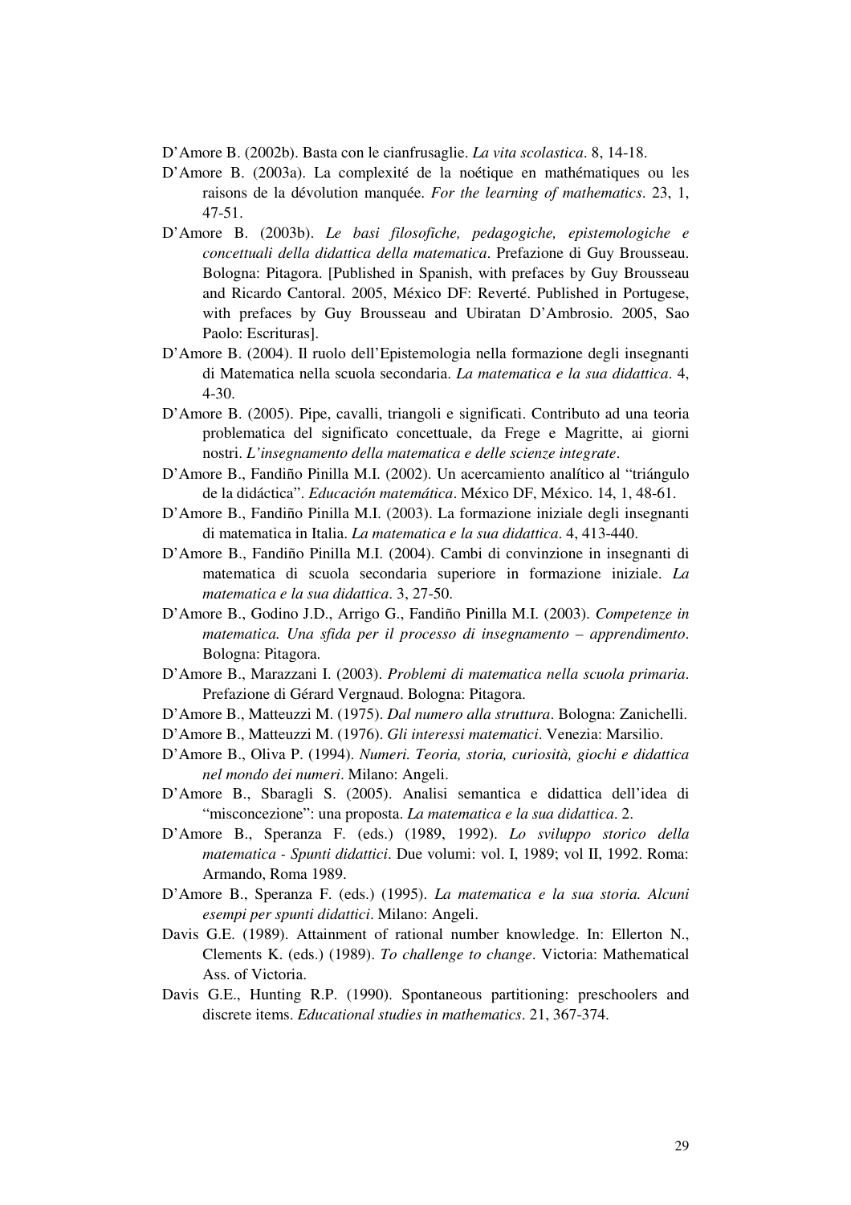D'Amore B. (2002b). Basta con le cianfrusaglie. *La vita scolastica*. 8, 14-18.

D'Amore B. (2003a). La complexité de la noétique en mathématiques ou les raisons de la dévolution manquée. *For the learning of mathematics*. 23, 1, 47-51.

D'Amore B. (2003b). *Le basi filosofiche, pedagogiche, epistemologiche e concettuali della didattica della matematica*. Prefazione di Guy Brousseau. Bologna: Pitagora. [Published in Spanish, with prefaces by Guy Brousseau and Ricardo Cantoral. 2005, México DF: Reverté. Published in Portugese, with prefaces by Guy Brousseau and Ubiratan D'Ambrosio. 2005, Sao Paolo: Escrituras].

D'Amore B. (2004). Il ruolo dell'Epistemologia nella formazione degli insegnanti di Matematica nella scuola secondaria. *La matematica e la sua didattica*. 4, 4-30.

D'Amore B. (2005). Pipe, cavalli, triangoli e significati. Contributo ad una teoria problematica del significato concettuale, da Frege e Magritte, ai giorni nostri. *L'insegnamento della matematica e delle scienze integrate*.

D'Amore B., Fandiño Pinilla M.I. (2002). Un acercamiento analítico al "triángulo de la didáctica". *Educación matemática*. México DF, México. 14, 1, 48-61.

D'Amore B., Fandiño Pinilla M.I. (2003). La formazione iniziale degli insegnanti di matematica in Italia. *La matematica e la sua didattica*. 4, 413-440.

D'Amore B., Fandiño Pinilla M.I. (2004). Cambi di convinzione in insegnanti di matematica di scuola secondaria superiore in formazione iniziale. *La matematica e la sua didattica*. 3, 27-50.

D'Amore B., Godino J.D., Arrigo G., Fandiño Pinilla M.I. (2003). *Competenze in matematica. Una sfida per il processo di insegnamento – apprendimento*. Bologna: Pitagora.

D'Amore B., Marazzani I. (2003). *Problemi di matematica nella scuola primaria*. Prefazione di Gérard Vergnaud. Bologna: Pitagora.

D'Amore B., Matteuzzi M. (1975). *Dal numero alla struttura*. Bologna: Zanichelli.

D'Amore B., Matteuzzi M. (1976). *Gli interessi matematici*. Venezia: Marsilio.

D'Amore B., Oliva P. (1994). *Numeri. Teoria, storia, curiosità, giochi e didattica nel mondo dei numeri*. Milano: Angeli.

D'Amore B., Sbaragli S. (2005). Analisi semantica e didattica dell'idea di "misconcezione": una proposta. *La matematica e la sua didattica*. 2.

D'Amore B., Speranza F. (eds.) (1989, 1992). *Lo sviluppo storico della matematica - Spunti didattici*. Due volumi: vol. I, 1989; vol II, 1992. Roma: Armando, Roma 1989.

D'Amore B., Speranza F. (eds.) (1995). *La matematica e la sua storia. Alcuni esempi per spunti didattici*. Milano: Angeli.

Davis G.E. (1989). Attainment of rational number knowledge. In: Ellerton N., Clements K. (eds.) (1989). *To challenge to change*. Victoria: Mathematical Ass. of Victoria.

Davis G.E., Hunting R.P. (1990). Spontaneous partitioning: preschoolers and discrete items. *Educational studies in mathematics*. 21, 367-374.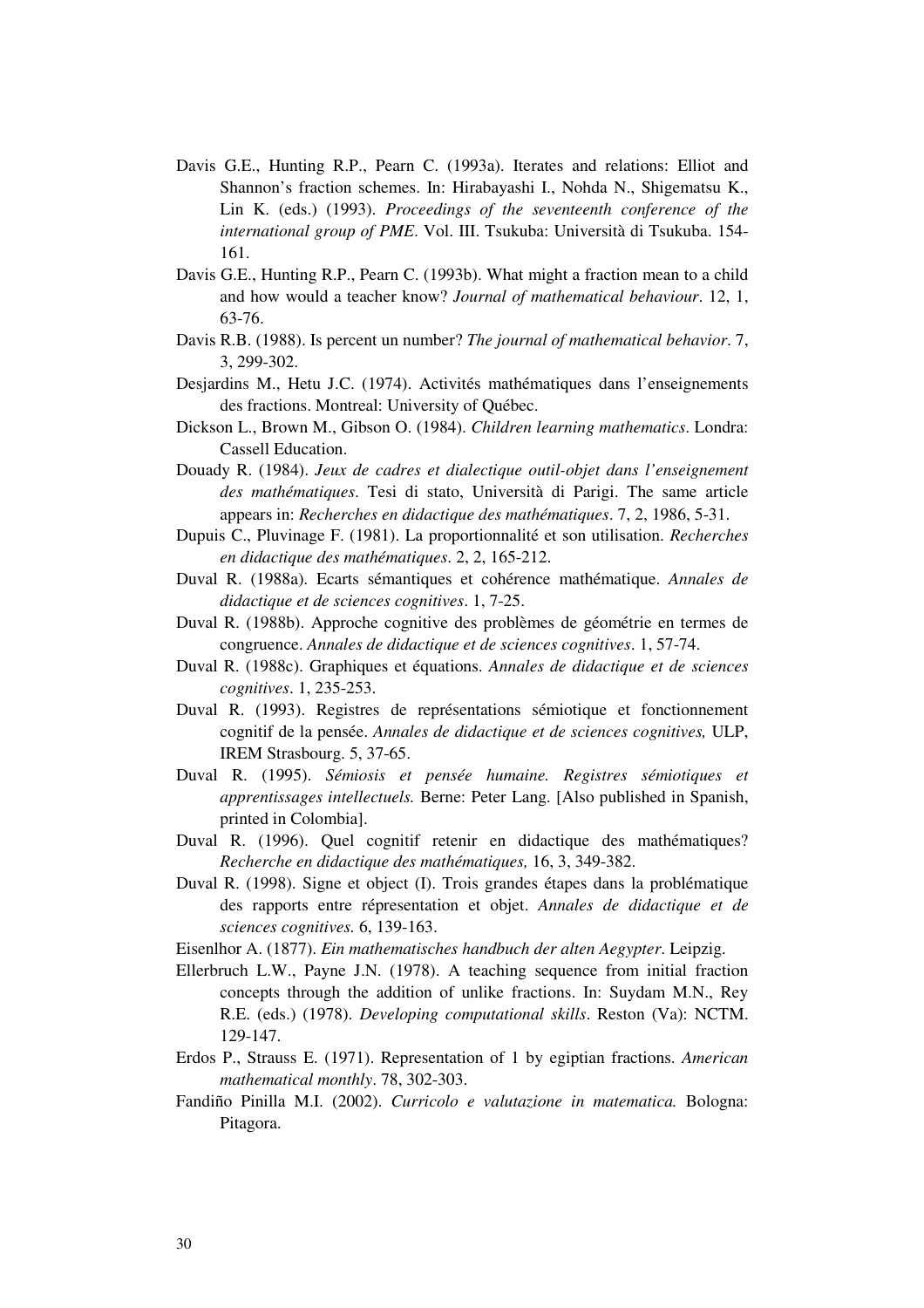Davis G.E., Hunting R.P., Pearn C. (1993a). Iterates and relations: Elliot and Shannon's fraction schemes. In: Hirabayashi I., Nohda N., Shigematsu K., Lin K. (eds.) (1993). *Proceedings of the seventeenth conference of the international group of PME*. Vol. III. Tsukuba: Università di Tsukuba. 154-161.

Davis G.E., Hunting R.P., Pearn C. (1993b). What might a fraction mean to a child and how would a teacher know? *Journal of mathematical behaviour*. 12, 1, 63-76.

Davis R.B. (1988). Is percent un number? *The journal of mathematical behavior*. 7, 3, 299-302.

Desjardins M., Hetu J.C. (1974). Activités mathématiques dans l'enseignements des fractions. Montreal: University of Québec.

Dickson L., Brown M., Gibson O. (1984). *Children learning mathematics*. Londra: Cassell Education.

Douady R. (1984). *Jeux de cadres et dialectique outil-objet dans l'enseignement des mathématiques*. Tesi di stato, Università di Parigi. The same article appears in: *Recherches en didactique des mathématiques*. 7, 2, 1986, 5-31.

Dupuis C., Pluvinage F. (1981). La proportionnalité et son utilisation. *Recherches en didactique des mathématiques*. 2, 2, 165-212.

Duval R. (1988a). Ecarts sémantiques et cohérence mathématique. *Annales de didactique et de sciences cognitives*. 1, 7-25.

Duval R. (1988b). Approche cognitive des problèmes de géométrie en termes de congruence. *Annales de didactique et de sciences cognitives*. 1, 57-74.

Duval R. (1988c). Graphiques et équations. *Annales de didactique et de sciences cognitives*. 1, 235-253.

Duval R. (1993). Registres de représentations sémiotique et fonctionnement cognitif de la pensée. *Annales de didactique et de sciences cognitives,* ULP, IREM Strasbourg. 5, 37-65.

Duval R. (1995). *Sémiosis et pensée humaine. Registres sémiotiques et apprentissages intellectuels.* Berne: Peter Lang. [Also published in Spanish, printed in Colombia].

Duval R. (1996). Quel cognitif retenir en didactique des mathématiques? *Recherche en didactique des mathématiques,* 16, 3, 349-382.

Duval R. (1998). Signe et object (I). Trois grandes étapes dans la problématique des rapports entre répresentation et objet. *Annales de didactique et de sciences cognitives.* 6, 139-163.

Eisenlhor A. (1877). *Ein mathematisches handbuch der alten Aegypter*. Leipzig.

Ellerbruch L.W., Payne J.N. (1978). A teaching sequence from initial fraction concepts through the addition of unlike fractions. In: Suydam M.N., Rey R.E. (eds.) (1978). *Developing computational skills*. Reston (Va): NCTM. 129-147.

Erdos P., Strauss E. (1971). Representation of 1 by egiptian fractions. *American mathematical monthly*. 78, 302-303.

Fandiño Pinilla M.I. (2002). *Curricolo e valutazione in matematica.* Bologna: Pitagora.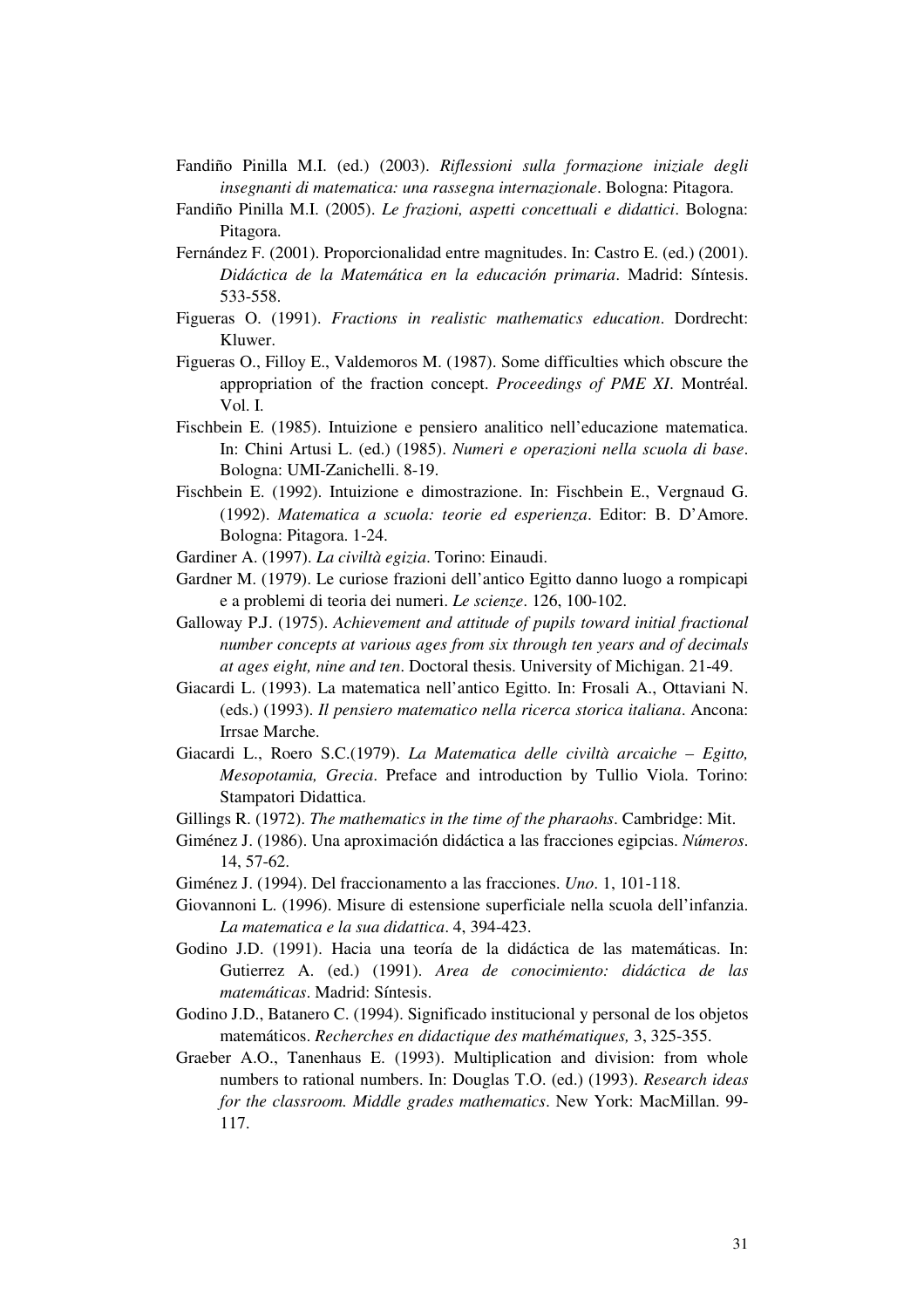Fandiño Pinilla M.I. (ed.) (2003). *Riflessioni sulla formazione iniziale degli insegnanti di matematica: una rassegna internazionale*. Bologna: Pitagora.

Fandiño Pinilla M.I. (2005). *Le frazioni, aspetti concettuali e didattici*. Bologna: Pitagora.

Fernández F. (2001). Proporcionalidad entre magnitudes. In: Castro E. (ed.) (2001). *Didáctica de la Matemática en la educación primaria*. Madrid: Síntesis. 533-558.

Figueras O. (1991). *Fractions in realistic mathematics education*. Dordrecht: Kluwer.

Figueras O., Filloy E., Valdemoros M. (1987). Some difficulties which obscure the appropriation of the fraction concept. *Proceedings of PME XI*. Montréal. Vol. I.

Fischbein E. (1985). Intuizione e pensiero analitico nell'educazione matematica. In: Chini Artusi L. (ed.) (1985). *Numeri e operazioni nella scuola di base*. Bologna: UMI-Zanichelli. 8-19.

Fischbein E. (1992). Intuizione e dimostrazione. In: Fischbein E., Vergnaud G. (1992). *Matematica a scuola: teorie ed esperienza*. Editor: B. D'Amore. Bologna: Pitagora. 1-24.

Gardiner A. (1997). *La civiltà egizia*. Torino: Einaudi.

Gardner M. (1979). Le curiose frazioni dell'antico Egitto danno luogo a rompicapi e a problemi di teoria dei numeri. *Le scienze*. 126, 100-102.

Galloway P.J. (1975). *Achievement and attitude of pupils toward initial fractional number concepts at various ages from six through ten years and of decimals at ages eight, nine and ten*. Doctoral thesis. University of Michigan. 21-49.

Giacardi L. (1993). La matematica nell'antico Egitto. In: Frosali A., Ottaviani N. (eds.) (1993). *Il pensiero matematico nella ricerca storica italiana*. Ancona: Irrsae Marche.

Giacardi L., Roero S.C.(1979). *La Matematica delle civiltà arcaiche – Egitto, Mesopotamia, Grecia*. Preface and introduction by Tullio Viola. Torino: Stampatori Didattica.

Gillings R. (1972). *The mathematics in the time of the pharaohs*. Cambridge: Mit.

Giménez J. (1986). Una aproximación didáctica a las fracciones egipcias. *Números*. 14, 57-62.

Giménez J. (1994). Del fraccionamento a las fracciones. *Uno*. 1, 101-118.

Giovannoni L. (1996). Misure di estensione superficiale nella scuola dell'infanzia. *La matematica e la sua didattica*. 4, 394-423.

Godino J.D. (1991). Hacia una teoría de la didáctica de las matemáticas. In: Gutierrez A. (ed.) (1991). *Area de conocimiento: didáctica de las matemáticas*. Madrid: Síntesis.

Godino J.D., Batanero C. (1994). Significado institucional y personal de los objetos matemáticos. *Recherches en didactique des mathématiques,* 3, 325-355.

Graeber A.O., Tanenhaus E. (1993). Multiplication and division: from whole numbers to rational numbers. In: Douglas T.O. (ed.) (1993). *Research ideas for the classroom. Middle grades mathematics*. New York: MacMillan. 99-117.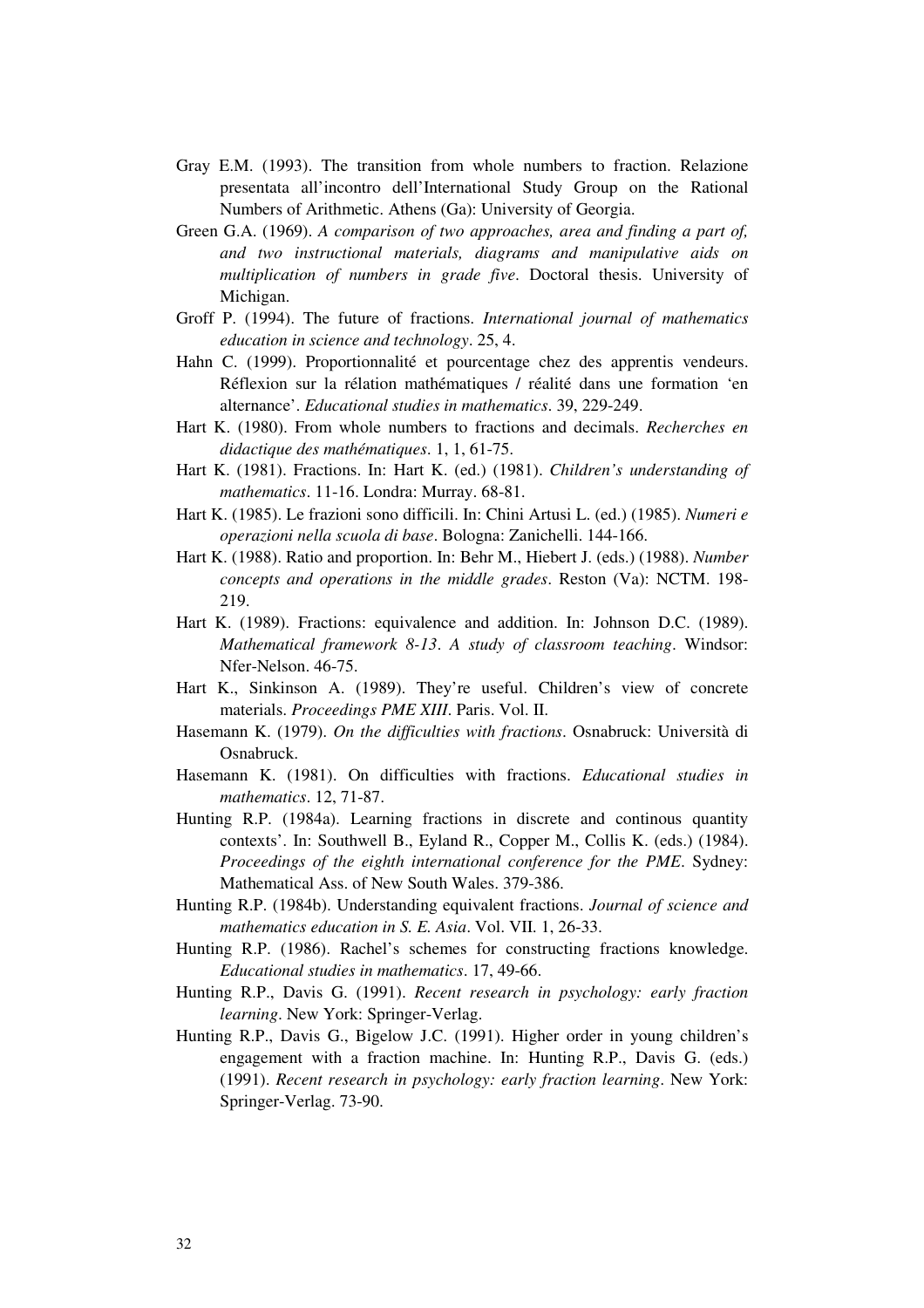Gray E.M. (1993). The transition from whole numbers to fraction. Relazione presentata all'incontro dell'International Study Group on the Rational Numbers of Arithmetic. Athens (Ga): University of Georgia.

Green G.A. (1969). *A comparison of two approaches, area and finding a part of, and two instructional materials, diagrams and manipulative aids on multiplication of numbers in grade five*. Doctoral thesis. University of Michigan.

Groff P. (1994). The future of fractions. *International journal of mathematics education in science and technology*. 25, 4.

Hahn C. (1999). Proportionnalité et pourcentage chez des apprentis vendeurs. Réflexion sur la rélation mathématiques / réalité dans une formation 'en alternance'. *Educational studies in mathematics*. 39, 229-249.

Hart K. (1980). From whole numbers to fractions and decimals. *Recherches en didactique des mathématiques*. 1, 1, 61-75.

Hart K. (1981). Fractions. In: Hart K. (ed.) (1981). *Children's understanding of mathematics*. 11-16. Londra: Murray. 68-81.

Hart K. (1985). Le frazioni sono difficili. In: Chini Artusi L. (ed.) (1985). *Numeri e operazioni nella scuola di base*. Bologna: Zanichelli. 144-166.

Hart K. (1988). Ratio and proportion. In: Behr M., Hiebert J. (eds.) (1988). *Number concepts and operations in the middle grades*. Reston (Va): NCTM. 198-219.

Hart K. (1989). Fractions: equivalence and addition. In: Johnson D.C. (1989). *Mathematical framework 8-13. A study of classroom teaching*. Windsor: Nfer-Nelson. 46-75.

Hart K., Sinkinson A. (1989). They're useful. Children's view of concrete materials. *Proceedings PME XIII*. Paris. Vol. II.

Hasemann K. (1979). *On the difficulties with fractions*. Osnabruck: Università di Osnabruck.

Hasemann K. (1981). On difficulties with fractions. *Educational studies in mathematics*. 12, 71-87.

Hunting R.P. (1984a). Learning fractions in discrete and continous quantity contexts'. In: Southwell B., Eyland R., Copper M., Collis K. (eds.) (1984). *Proceedings of the eighth international conference for the PME*. Sydney: Mathematical Ass. of New South Wales. 379-386.

Hunting R.P. (1984b). Understanding equivalent fractions. *Journal of science and mathematics education in S. E. Asia*. Vol. VII. 1, 26-33.

Hunting R.P. (1986). Rachel's schemes for constructing fractions knowledge. *Educational studies in mathematics*. 17, 49-66.

Hunting R.P., Davis G. (1991). *Recent research in psychology: early fraction learning*. New York: Springer-Verlag.

Hunting R.P., Davis G., Bigelow J.C. (1991). Higher order in young children's engagement with a fraction machine. In: Hunting R.P., Davis G. (eds.) (1991). *Recent research in psychology: early fraction learning*. New York: Springer-Verlag. 73-90.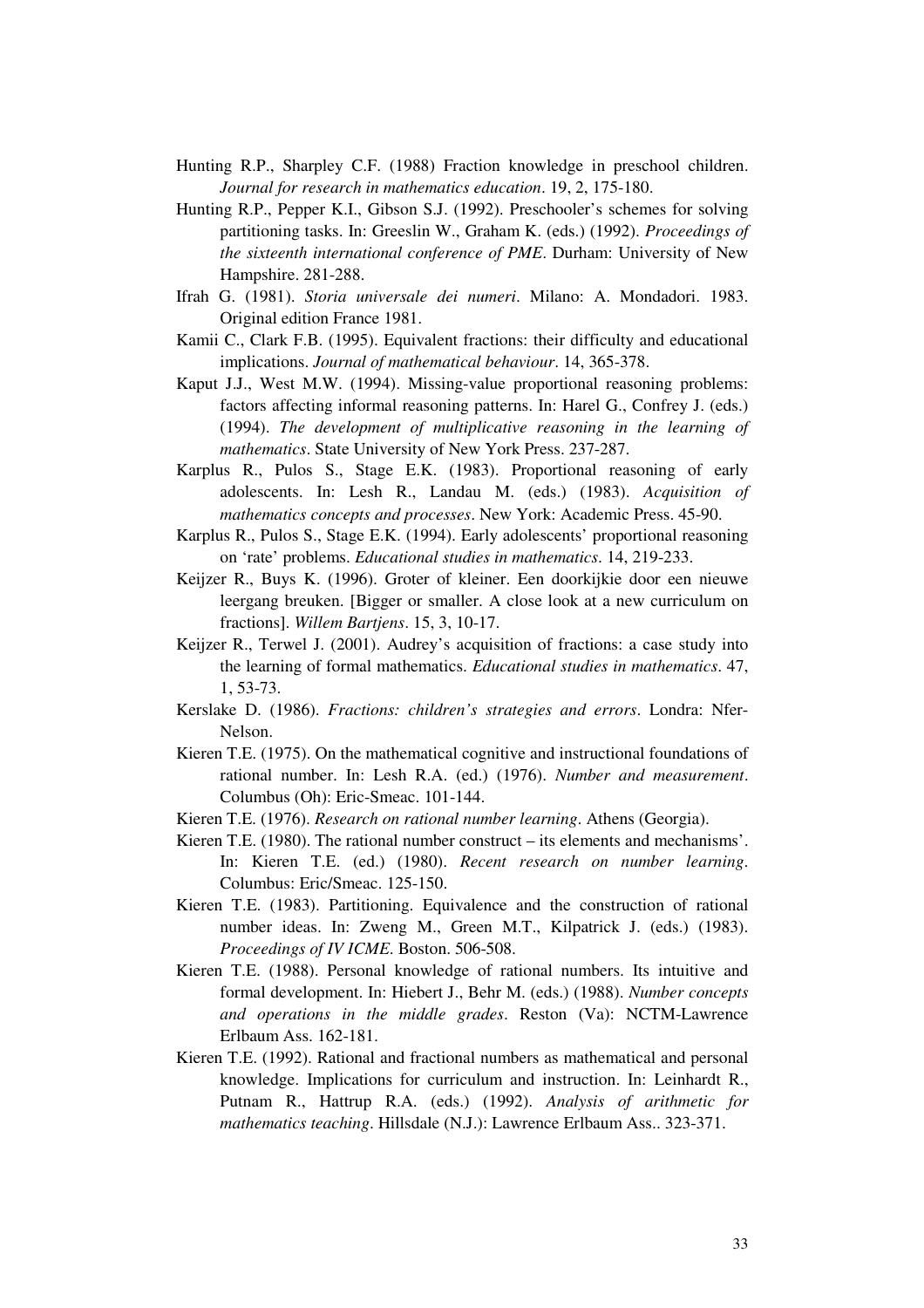Hunting R.P., Sharpley C.F. (1988) Fraction knowledge in preschool children. *Journal for research in mathematics education*. 19, 2, 175-180.

Hunting R.P., Pepper K.I., Gibson S.J. (1992). Preschooler's schemes for solving partitioning tasks. In: Greeslin W., Graham K. (eds.) (1992). *Proceedings of the sixteenth international conference of PME*. Durham: University of New Hampshire. 281-288.

Ifrah G. (1981). *Storia universale dei numeri*. Milano: A. Mondadori. 1983. Original edition France 1981.

Kamii C., Clark F.B. (1995). Equivalent fractions: their difficulty and educational implications. *Journal of mathematical behaviour*. 14, 365-378.

Kaput J.J., West M.W. (1994). Missing-value proportional reasoning problems: factors affecting informal reasoning patterns. In: Harel G., Confrey J. (eds.) (1994). *The development of multiplicative reasoning in the learning of mathematics*. State University of New York Press. 237-287.

Karplus R., Pulos S., Stage E.K. (1983). Proportional reasoning of early adolescents. In: Lesh R., Landau M. (eds.) (1983). *Acquisition of mathematics concepts and processes*. New York: Academic Press. 45-90.

Karplus R., Pulos S., Stage E.K. (1994). Early adolescents' proportional reasoning on 'rate' problems. *Educational studies in mathematics*. 14, 219-233.

Keijzer R., Buys K. (1996). Groter of kleiner. Een doorkijkie door een nieuwe leergang breuken. [Bigger or smaller. A close look at a new curriculum on fractions]. *Willem Bartjens*. 15, 3, 10-17.

Keijzer R., Terwel J. (2001). Audrey's acquisition of fractions: a case study into the learning of formal mathematics. *Educational studies in mathematics*. 47, 1, 53-73.

Kerslake D. (1986). *Fractions: children's strategies and errors*. Londra: Nfer-Nelson.

Kieren T.E. (1975). On the mathematical cognitive and instructional foundations of rational number. In: Lesh R.A. (ed.) (1976). *Number and measurement*. Columbus (Oh): Eric-Smeac. 101-144.

Kieren T.E. (1976). *Research on rational number learning*. Athens (Georgia).

Kieren T.E. (1980). The rational number construct – its elements and mechanisms'. In: Kieren T.E. (ed.) (1980). *Recent research on number learning*. Columbus: Eric/Smeac. 125-150.

Kieren T.E. (1983). Partitioning. Equivalence and the construction of rational number ideas. In: Zweng M., Green M.T., Kilpatrick J. (eds.) (1983). *Proceedings of IV ICME*. Boston. 506-508.

Kieren T.E. (1988). Personal knowledge of rational numbers. Its intuitive and formal development. In: Hiebert J., Behr M. (eds.) (1988). *Number concepts and operations in the middle grades*. Reston (Va): NCTM-Lawrence Erlbaum Ass. 162-181.

Kieren T.E. (1992). Rational and fractional numbers as mathematical and personal knowledge. Implications for curriculum and instruction. In: Leinhardt R., Putnam R., Hattrup R.A. (eds.) (1992). *Analysis of arithmetic for mathematics teaching*. Hillsdale (N.J.): Lawrence Erlbaum Ass.. 323-371.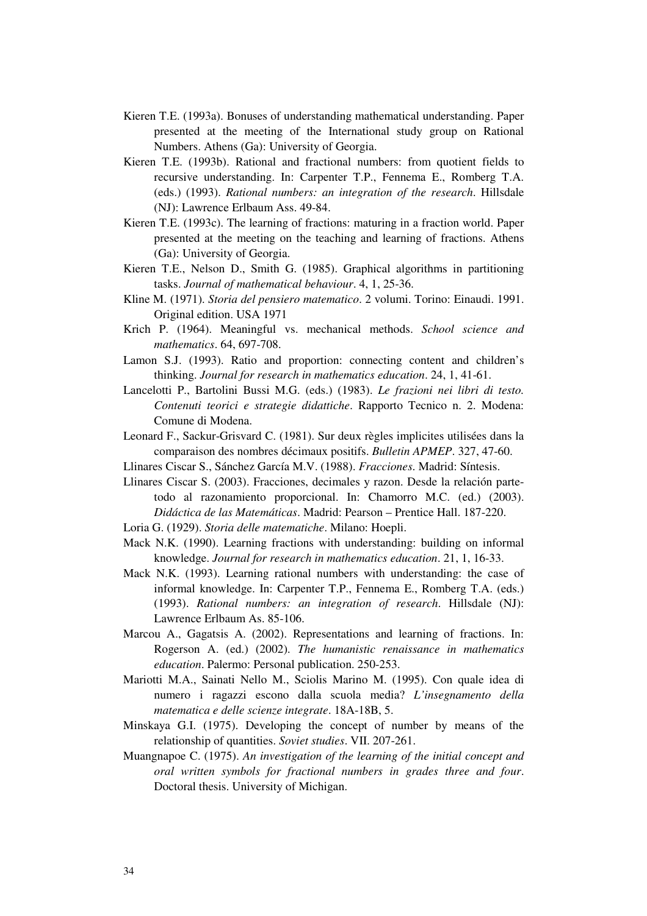Kieren T.E. (1993a). Bonuses of understanding mathematical understanding. Paper presented at the meeting of the International study group on Rational Numbers. Athens (Ga): University of Georgia.

Kieren T.E. (1993b). Rational and fractional numbers: from quotient fields to recursive understanding. In: Carpenter T.P., Fennema E., Romberg T.A. (eds.) (1993). *Rational numbers: an integration of the research*. Hillsdale (NJ): Lawrence Erlbaum Ass. 49-84.

Kieren T.E. (1993c). The learning of fractions: maturing in a fraction world. Paper presented at the meeting on the teaching and learning of fractions. Athens (Ga): University of Georgia.

Kieren T.E., Nelson D., Smith G. (1985). Graphical algorithms in partitioning tasks. *Journal of mathematical behaviour*. 4, 1, 25-36.

Kline M. (1971). *Storia del pensiero matematico*. 2 volumi. Torino: Einaudi. 1991. Original edition. USA 1971

Krich P. (1964). Meaningful vs. mechanical methods. *School science and mathematics*. 64, 697-708.

Lamon S.J. (1993). Ratio and proportion: connecting content and children's thinking. *Journal for research in mathematics education*. 24, 1, 41-61.

Lancelotti P., Bartolini Bussi M.G. (eds.) (1983). *Le frazioni nei libri di testo. Contenuti teorici e strategie didattiche*. Rapporto Tecnico n. 2. Modena: Comune di Modena.

Leonard F., Sackur-Grisvard C. (1981). Sur deux règles implicites utilisées dans la comparaison des nombres décimaux positifs. *Bulletin APMEP*. 327, 47-60.

Llinares Ciscar S., Sánchez García M.V. (1988). *Fracciones*. Madrid: Síntesis.

Llinares Ciscar S. (2003). Fracciones, decimales y razon. Desde la relación parte-todo al razonamiento proporcional. In: Chamorro M.C. (ed.) (2003). *Didáctica de las Matemáticas*. Madrid: Pearson – Prentice Hall. 187-220.

Loria G. (1929). *Storia delle matematiche*. Milano: Hoepli.

Mack N.K. (1990). Learning fractions with understanding: building on informal knowledge. *Journal for research in mathematics education*. 21, 1, 16-33.

Mack N.K. (1993). Learning rational numbers with understanding: the case of informal knowledge. In: Carpenter T.P., Fennema E., Romberg T.A. (eds.) (1993). *Rational numbers: an integration of research*. Hillsdale (NJ): Lawrence Erlbaum As. 85-106.

Marcou A., Gagatsis A. (2002). Representations and learning of fractions. In: Rogerson A. (ed.) (2002). *The humanistic renaissance in mathematics education*. Palermo: Personal publication. 250-253.

Mariotti M.A., Sainati Nello M., Sciolis Marino M. (1995). Con quale idea di numero i ragazzi escono dalla scuola media? *L'insegnamento della matematica e delle scienze integrate*. 18A-18B, 5.

Minskaya G.I. (1975). Developing the concept of number by means of the relationship of quantities. *Soviet studies*. VII. 207-261.

Muangnapoe C. (1975). *An investigation of the learning of the initial concept and oral written symbols for fractional numbers in grades three and four*. Doctoral thesis. University of Michigan.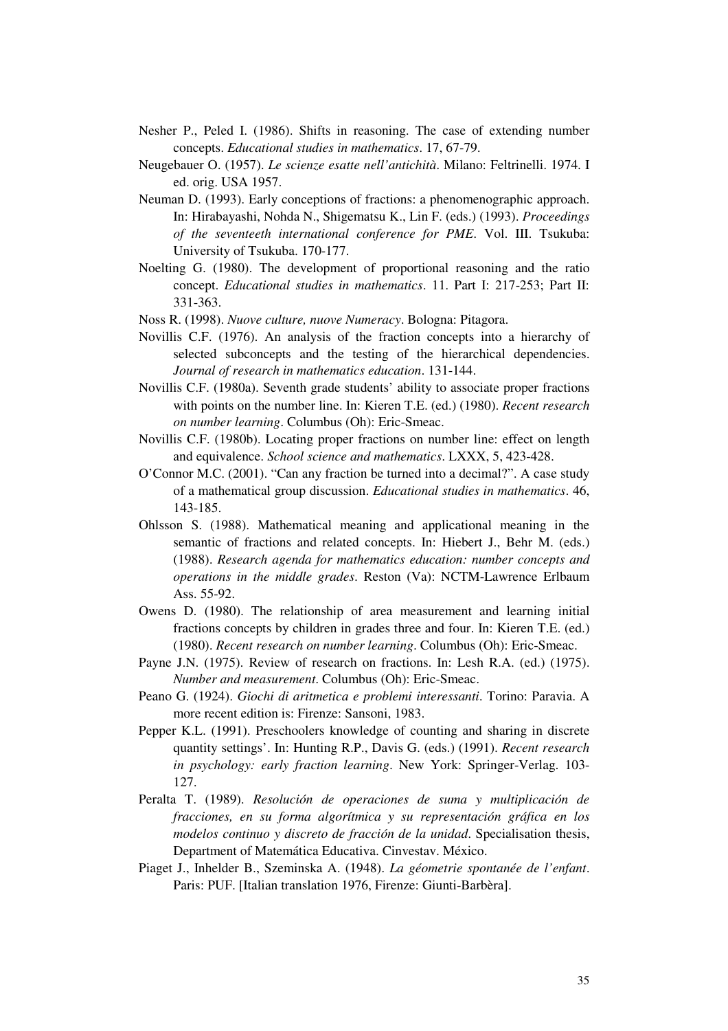Nesher P., Peled I. (1986). Shifts in reasoning. The case of extending number concepts. *Educational studies in mathematics*. 17, 67-79.

Neugebauer O. (1957). *Le scienze esatte nell'antichità*. Milano: Feltrinelli. 1974. I ed. orig. USA 1957.

Neuman D. (1993). Early conceptions of fractions: a phenomenographic approach. In: Hirabayashi, Nohda N., Shigematsu K., Lin F. (eds.) (1993). *Proceedings of the seventeeth international conference for PME*. Vol. III. Tsukuba: University of Tsukuba. 170-177.

Noelting G. (1980). The development of proportional reasoning and the ratio concept. *Educational studies in mathematics*. 11. Part I: 217-253; Part II: 331-363.

Noss R. (1998). *Nuove culture, nuove Numeracy*. Bologna: Pitagora.

Novillis C.F. (1976). An analysis of the fraction concepts into a hierarchy of selected subconcepts and the testing of the hierarchical dependencies. *Journal of research in mathematics education*. 131-144.

Novillis C.F. (1980a). Seventh grade students' ability to associate proper fractions with points on the number line. In: Kieren T.E. (ed.) (1980). *Recent research on number learning*. Columbus (Oh): Eric-Smeac.

Novillis C.F. (1980b). Locating proper fractions on number line: effect on length and equivalence. *School science and mathematics*. LXXX, 5, 423-428.

O'Connor M.C. (2001). "Can any fraction be turned into a decimal?". A case study of a mathematical group discussion. *Educational studies in mathematics*. 46, 143-185.

Ohlsson S. (1988). Mathematical meaning and applicational meaning in the semantic of fractions and related concepts. In: Hiebert J., Behr M. (eds.) (1988). *Research agenda for mathematics education: number concepts and operations in the middle grades*. Reston (Va): NCTM-Lawrence Erlbaum Ass. 55-92.

Owens D. (1980). The relationship of area measurement and learning initial fractions concepts by children in grades three and four. In: Kieren T.E. (ed.) (1980). *Recent research on number learning*. Columbus (Oh): Eric-Smeac.

Payne J.N. (1975). Review of research on fractions. In: Lesh R.A. (ed.) (1975). *Number and measurement*. Columbus (Oh): Eric-Smeac.

Peano G. (1924). *Giochi di aritmetica e problemi interessanti*. Torino: Paravia. A more recent edition is: Firenze: Sansoni, 1983.

Pepper K.L. (1991). Preschoolers knowledge of counting and sharing in discrete quantity settings'. In: Hunting R.P., Davis G. (eds.) (1991). *Recent research in psychology: early fraction learning*. New York: Springer-Verlag. 103-127.

Peralta T. (1989). *Resolución de operaciones de suma y multiplicación de fracciones, en su forma algorítmica y su representación gráfica en los modelos continuo y discreto de fracción de la unidad*. Specialisation thesis, Department of Matemática Educativa. Cinvestav. México.

Piaget J., Inhelder B., Szeminska A. (1948). *La géometrie spontanée de l'enfant*. Paris: PUF. [Italian translation 1976, Firenze: Giunti-Barbèra].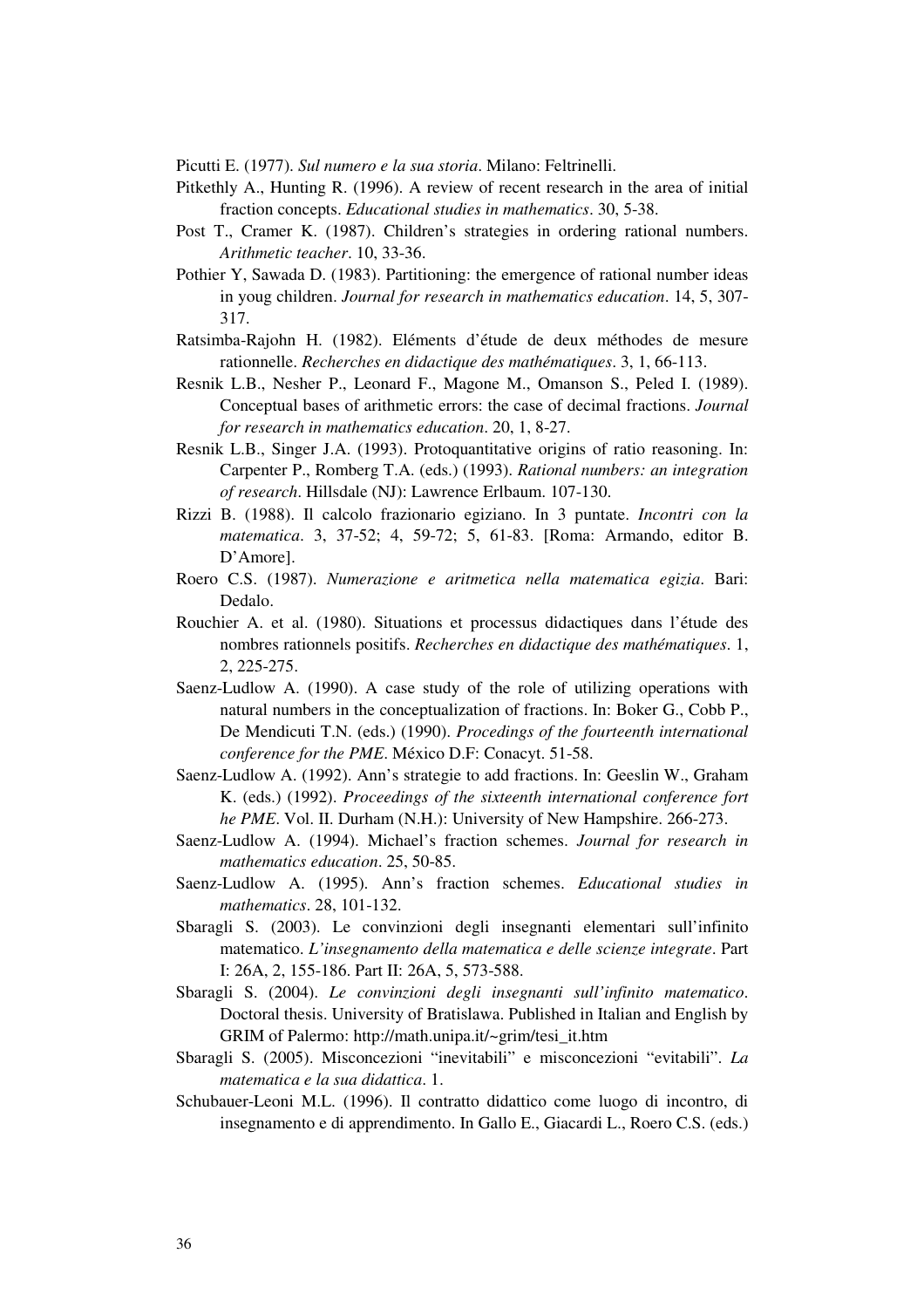Picutti E. (1977). *Sul numero e la sua storia*. Milano: Feltrinelli.

Pitkethly A., Hunting R. (1996). A review of recent research in the area of initial fraction concepts. *Educational studies in mathematics*. 30, 5-38.

Post T., Cramer K. (1987). Children's strategies in ordering rational numbers. *Arithmetic teacher*. 10, 33-36.

Pothier Y, Sawada D. (1983). Partitioning: the emergence of rational number ideas in youg children. *Journal for research in mathematics education*. 14, 5, 307-317.

Ratsimba-Rajohn H. (1982). Eléments d'étude de deux méthodes de mesure rationnelle. *Recherches en didactique des mathématiques*. 3, 1, 66-113.

Resnik L.B., Nesher P., Leonard F., Magone M., Omanson S., Peled I. (1989). Conceptual bases of arithmetic errors: the case of decimal fractions. *Journal for research in mathematics education*. 20, 1, 8-27.

Resnik L.B., Singer J.A. (1993). Protoquantitative origins of ratio reasoning. In: Carpenter P., Romberg T.A. (eds.) (1993). *Rational numbers: an integration of research*. Hillsdale (NJ): Lawrence Erlbaum. 107-130.

Rizzi B. (1988). Il calcolo frazionario egiziano. In 3 puntate. *Incontri con la matematica*. 3, 37-52; 4, 59-72; 5, 61-83. [Roma: Armando, editor B. D'Amore].

Roero C.S. (1987). *Numerazione e aritmetica nella matematica egizia*. Bari: Dedalo.

Rouchier A. et al. (1980). Situations et processus didactiques dans l'étude des nombres rationnels positifs. *Recherches en didactique des mathématiques*. 1, 2, 225-275.

Saenz-Ludlow A. (1990). A case study of the role of utilizing operations with natural numbers in the conceptualization of fractions. In: Boker G., Cobb P., De Mendicuti T.N. (eds.) (1990). *Procedings of the fourteenth international conference for the PME*. México D.F: Conacyt. 51-58.

Saenz-Ludlow A. (1992). Ann's strategie to add fractions. In: Geeslin W., Graham K. (eds.) (1992). *Proceedings of the sixteenth international conference fort he PME*. Vol. II. Durham (N.H.): University of New Hampshire. 266-273.

Saenz-Ludlow A. (1994). Michael's fraction schemes. *Journal for research in mathematics education*. 25, 50-85.

Saenz-Ludlow A. (1995). Ann's fraction schemes. *Educational studies in mathematics*. 28, 101-132.

Sbaragli S. (2003). Le convinzioni degli insegnanti elementari sull'infinito matematico. *L'insegnamento della matematica e delle scienze integrate*. Part I: 26A, 2, 155-186. Part II: 26A, 5, 573-588.

Sbaragli S. (2004). *Le convinzioni degli insegnanti sull'infinito matematico*. Doctoral thesis. University of Bratislawa. Published in Italian and English by GRIM of Palermo: http://math.unipa.it/~grim/tesi_it.htm

Sbaragli S. (2005). Misconcezioni "inevitabili" e misconcezioni "evitabili". *La matematica e la sua didattica*. 1.

Schubauer-Leoni M.L. (1996). Il contratto didattico come luogo di incontro, di insegnamento e di apprendimento. In Gallo E., Giacardi L., Roero C.S. (eds.)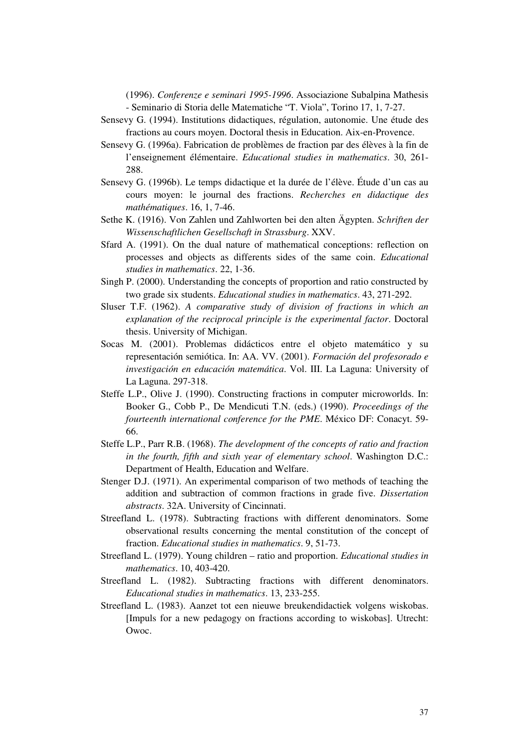(1996). *Conferenze e seminari 1995-1996*. Associazione Subalpina Mathesis - Seminario di Storia delle Matematiche "T. Viola", Torino 17, 1, 7-27.

Sensevy G. (1994). Institutions didactiques, régulation, autonomie. Une étude des fractions au cours moyen. Doctoral thesis in Education. Aix-en-Provence.

Sensevy G. (1996a). Fabrication de problèmes de fraction par des élèves à la fin de l'enseignement élémentaire. *Educational studies in mathematics*. 30, 261-288.

Sensevy G. (1996b). Le temps didactique et la durée de l'élève. Étude d'un cas au cours moyen: le journal des fractions. *Recherches en didactique des mathématiques*. 16, 1, 7-46.

Sethe K. (1916). Von Zahlen und Zahlworten bei den alten Ägypten. *Schriften der Wissenschaftlichen Gesellschaft in Strassburg*. XXV.

Sfard A. (1991). On the dual nature of mathematical conceptions: reflection on processes and objects as differents sides of the same coin. *Educational studies in mathematics*. 22, 1-36.

Singh P. (2000). Understanding the concepts of proportion and ratio constructed by two grade six students. *Educational studies in mathematics*. 43, 271-292.

Sluser T.F. (1962). *A comparative study of division of fractions in which an explanation of the reciprocal principle is the experimental factor*. Doctoral thesis. University of Michigan.

Socas M. (2001). Problemas didácticos entre el objeto matemático y su representación semiótica. In: AA. VV. (2001). *Formación del profesorado e investigación en educación matemática*. Vol. III. La Laguna: University of La Laguna. 297-318.

Steffe L.P., Olive J. (1990). Constructing fractions in computer microworlds. In: Booker G., Cobb P., De Mendicuti T.N. (eds.) (1990). *Proceedings of the fourteenth international conference for the PME*. México DF: Conacyt. 59-66.

Steffe L.P., Parr R.B. (1968). *The development of the concepts of ratio and fraction in the fourth, fifth and sixth year of elementary school*. Washington D.C.: Department of Health, Education and Welfare.

Stenger D.J. (1971). An experimental comparison of two methods of teaching the addition and subtraction of common fractions in grade five. *Dissertation abstracts*. 32A. University of Cincinnati.

Streefland L. (1978). Subtracting fractions with different denominators. Some observational results concerning the mental constitution of the concept of fraction. *Educational studies in mathematics*. 9, 51-73.

Streefland L. (1979). Young children – ratio and proportion. *Educational studies in mathematics*. 10, 403-420.

Streefland L. (1982). Subtracting fractions with different denominators. *Educational studies in mathematics*. 13, 233-255.

Streefland L. (1983). Aanzet tot een nieuwe breukendidactiek volgens wiskobas. [Impuls for a new pedagogy on fractions according to wiskobas]. Utrecht: Owoc.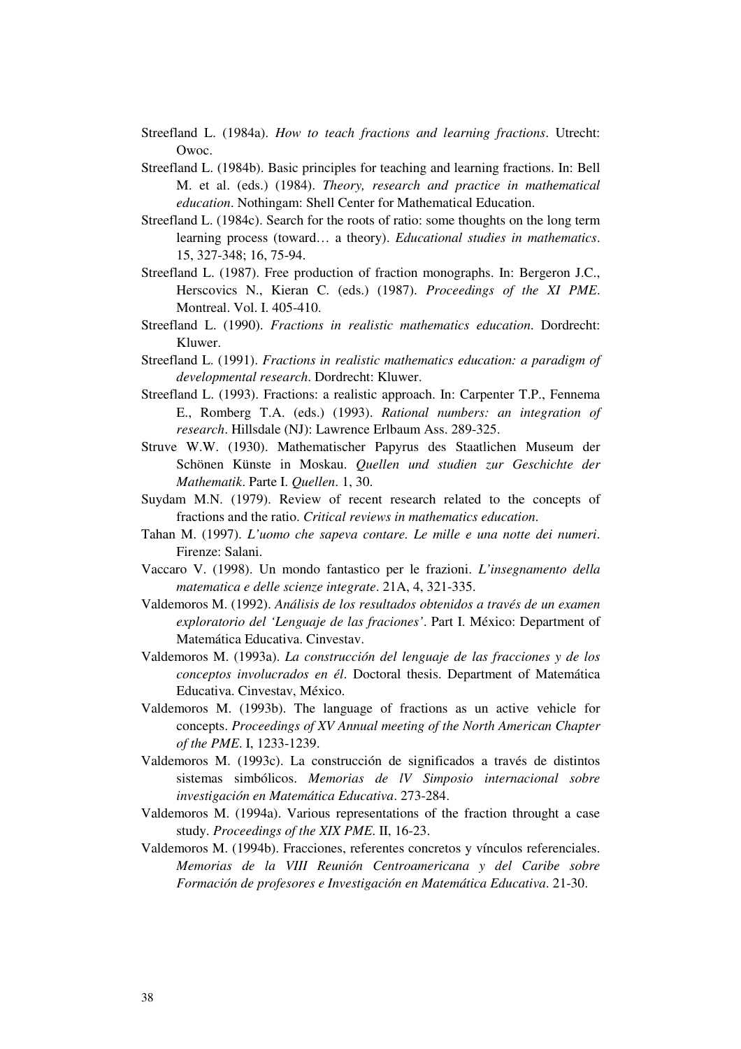Streefland L. (1984a). *How to teach fractions and learning fractions*. Utrecht: Owoc.

Streefland L. (1984b). Basic principles for teaching and learning fractions. In: Bell M. et al. (eds.) (1984). *Theory, research and practice in mathematical education*. Nothingam: Shell Center for Mathematical Education.

Streefland L. (1984c). Search for the roots of ratio: some thoughts on the long term learning process (toward… a theory). *Educational studies in mathematics*. 15, 327-348; 16, 75-94.

Streefland L. (1987). Free production of fraction monographs. In: Bergeron J.C., Herscovics N., Kieran C. (eds.) (1987). *Proceedings of the XI PME*. Montreal. Vol. I. 405-410.

Streefland L. (1990). *Fractions in realistic mathematics education*. Dordrecht: Kluwer.

Streefland L. (1991). *Fractions in realistic mathematics education: a paradigm of developmental research*. Dordrecht: Kluwer.

Streefland L. (1993). Fractions: a realistic approach. In: Carpenter T.P., Fennema E., Romberg T.A. (eds.) (1993). *Rational numbers: an integration of research*. Hillsdale (NJ): Lawrence Erlbaum Ass. 289-325.

Struve W.W. (1930). Mathematischer Papyrus des Staatlichen Museum der Schönen Künste in Moskau. *Quellen und studien zur Geschichte der Mathematik*. Parte I. *Quellen*. 1, 30.

Suydam M.N. (1979). Review of recent research related to the concepts of fractions and the ratio. *Critical reviews in mathematics education*.

Tahan M. (1997). *L'uomo che sapeva contare. Le mille e una notte dei numeri*. Firenze: Salani.

Vaccaro V. (1998). Un mondo fantastico per le frazioni. *L'insegnamento della matematica e delle scienze integrate*. 21A, 4, 321-335.

Valdemoros M. (1992). *Análisis de los resultados obtenidos a través de un examen exploratorio del 'Lenguaje de las fraciones'*. Part I. México: Department of Matemática Educativa. Cinvestav.

Valdemoros M. (1993a). *La construcción del lenguaje de las fracciones y de los conceptos involucrados en él*. Doctoral thesis. Department of Matemática Educativa. Cinvestav, México.

Valdemoros M. (1993b). The language of fractions as un active vehicle for concepts. *Proceedings of XV Annual meeting of the North American Chapter of the PME*. I, 1233-1239.

Valdemoros M. (1993c). La construcción de significados a través de distintos sistemas simbólicos. *Memorias de lV Simposio internacional sobre investigación en Matemática Educativa*. 273-284.

Valdemoros M. (1994a). Various representations of the fraction throught a case study. *Proceedings of the XIX PME*. II, 16-23.

Valdemoros M. (1994b). Fracciones, referentes concretos y vínculos referenciales. *Memorias de la VIII Reunión Centroamericana y del Caribe sobre Formación de profesores e Investigación en Matemática Educativa*. 21-30.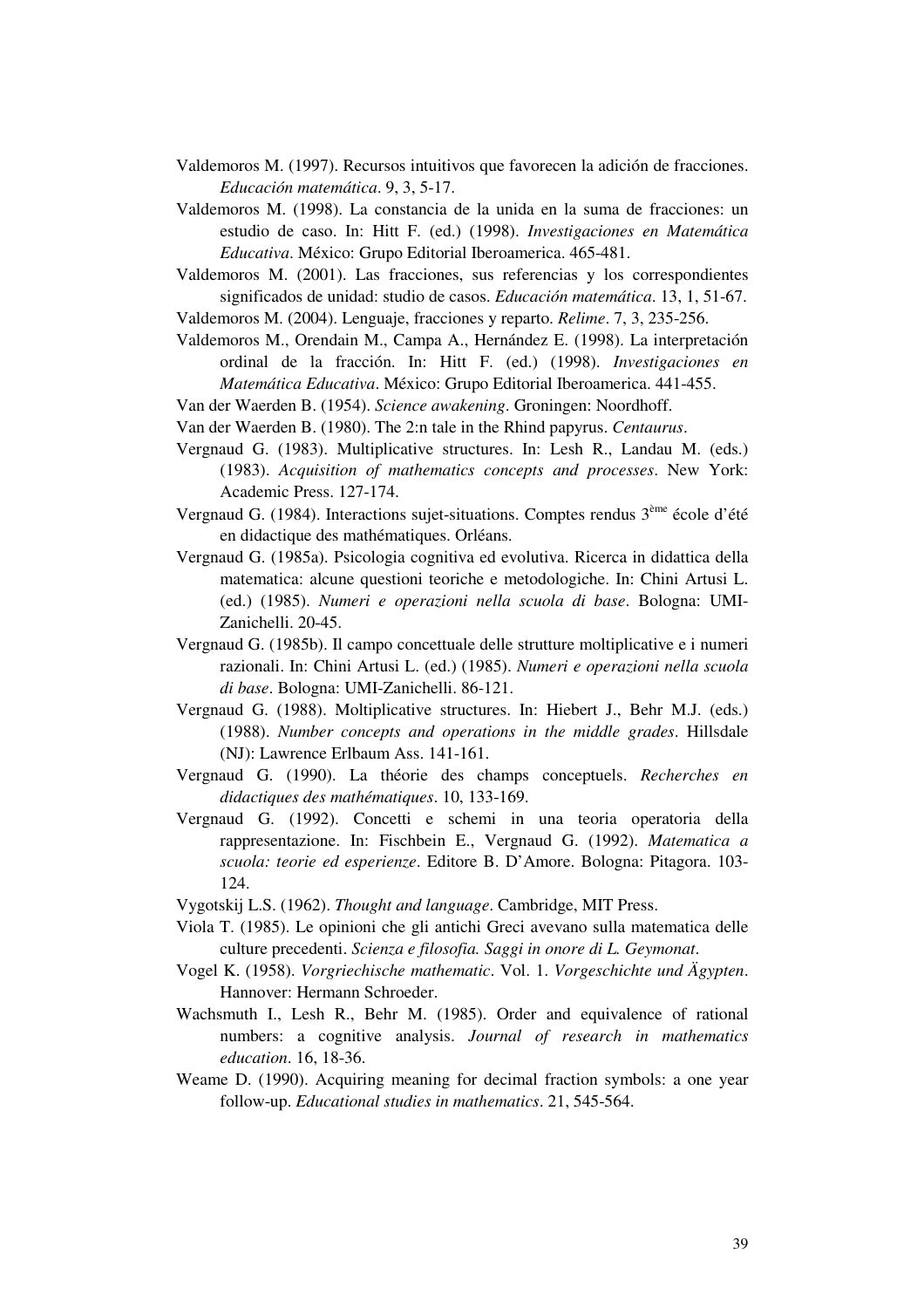Valdemoros M. (1997). Recursos intuitivos que favorecen la adición de fracciones. *Educación matemática*. 9, 3, 5-17.

Valdemoros M. (1998). La constancia de la unida en la suma de fracciones: un estudio de caso. In: Hitt F. (ed.) (1998). *Investigaciones en Matemática Educativa*. México: Grupo Editorial Iberoamerica. 465-481.

Valdemoros M. (2001). Las fracciones, sus referencias y los correspondientes significados de unidad: studio de casos. *Educación matemática*. 13, 1, 51-67.

Valdemoros M. (2004). Lenguaje, fracciones y reparto. *Relime*. 7, 3, 235-256.

Valdemoros M., Orendain M., Campa A., Hernández E. (1998). La interpretación ordinal de la fracción. In: Hitt F. (ed.) (1998). *Investigaciones en Matemática Educativa*. México: Grupo Editorial Iberoamerica. 441-455.

Van der Waerden B. (1954). *Science awakening*. Groningen: Noordhoff.

Van der Waerden B. (1980). The 2:n tale in the Rhind papyrus. *Centaurus*.

Vergnaud G. (1983). Multiplicative structures. In: Lesh R., Landau M. (eds.) (1983). *Acquisition of mathematics concepts and processes*. New York: Academic Press. 127-174.

Vergnaud G. (1984). Interactions sujet-situations. Comptes rendus 3ème école d'été en didactique des mathématiques. Orléans.

Vergnaud G. (1985a). Psicologia cognitiva ed evolutiva. Ricerca in didattica della matematica: alcune questioni teoriche e metodologiche. In: Chini Artusi L. (ed.) (1985). *Numeri e operazioni nella scuola di base*. Bologna: UMI-Zanichelli. 20-45.

Vergnaud G. (1985b). Il campo concettuale delle strutture moltiplicative e i numeri razionali. In: Chini Artusi L. (ed.) (1985). *Numeri e operazioni nella scuola di base*. Bologna: UMI-Zanichelli. 86-121.

Vergnaud G. (1988). Moltiplicative structures. In: Hiebert J., Behr M.J. (eds.) (1988). *Number concepts and operations in the middle grades*. Hillsdale (NJ): Lawrence Erlbaum Ass. 141-161.

Vergnaud G. (1990). La théorie des champs conceptuels. *Recherches en didactiques des mathématiques*. 10, 133-169.

Vergnaud G. (1992). Concetti e schemi in una teoria operatoria della rappresentazione. In: Fischbein E., Vergnaud G. (1992). *Matematica a scuola: teorie ed esperienze*. Editore B. D'Amore. Bologna: Pitagora. 103-124.

Vygotskij L.S. (1962). *Thought and language*. Cambridge, MIT Press.

Viola T. (1985). Le opinioni che gli antichi Greci avevano sulla matematica delle culture precedenti. *Scienza e filosofia. Saggi in onore di L. Geymonat*.

Vogel K. (1958). *Vorgriechische mathematic*. Vol. 1. *Vorgeschichte und Ägypten*. Hannover: Hermann Schroeder.

Wachsmuth I., Lesh R., Behr M. (1985). Order and equivalence of rational numbers: a cognitive analysis. *Journal of research in mathematics education*. 16, 18-36.

Weame D. (1990). Acquiring meaning for decimal fraction symbols: a one year follow-up. *Educational studies in mathematics*. 21, 545-564.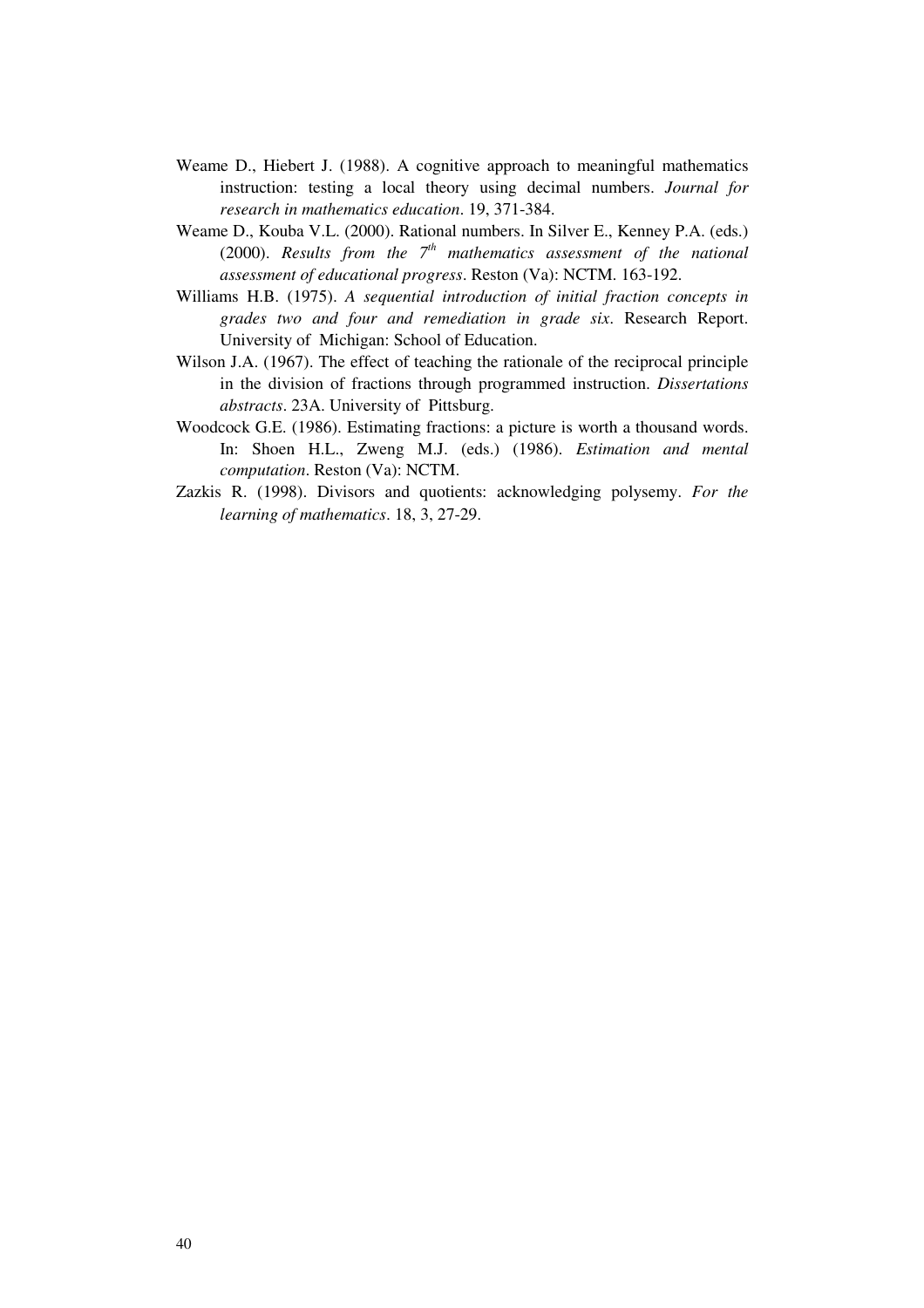Weame D., Hiebert J. (1988). A cognitive approach to meaningful mathematics instruction: testing a local theory using decimal numbers. *Journal for research in mathematics education*. 19, 371-384.

Weame D., Kouba V.L. (2000). Rational numbers. In Silver E., Kenney P.A. (eds.) (2000). *Results from the 7th mathematics assessment of the national assessment of educational progress*. Reston (Va): NCTM. 163-192.

Williams H.B. (1975). *A sequential introduction of initial fraction concepts in grades two and four and remediation in grade six*. Research Report. University of Michigan: School of Education.

Wilson J.A. (1967). The effect of teaching the rationale of the reciprocal principle in the division of fractions through programmed instruction. *Dissertations abstracts*. 23A. University of Pittsburg.

Woodcock G.E. (1986). Estimating fractions: a picture is worth a thousand words. In: Shoen H.L., Zweng M.J. (eds.) (1986). *Estimation and mental computation*. Reston (Va): NCTM.

Zazkis R. (1998). Divisors and quotients: acknowledging polysemy. *For the learning of mathematics*. 18, 3, 27-29.